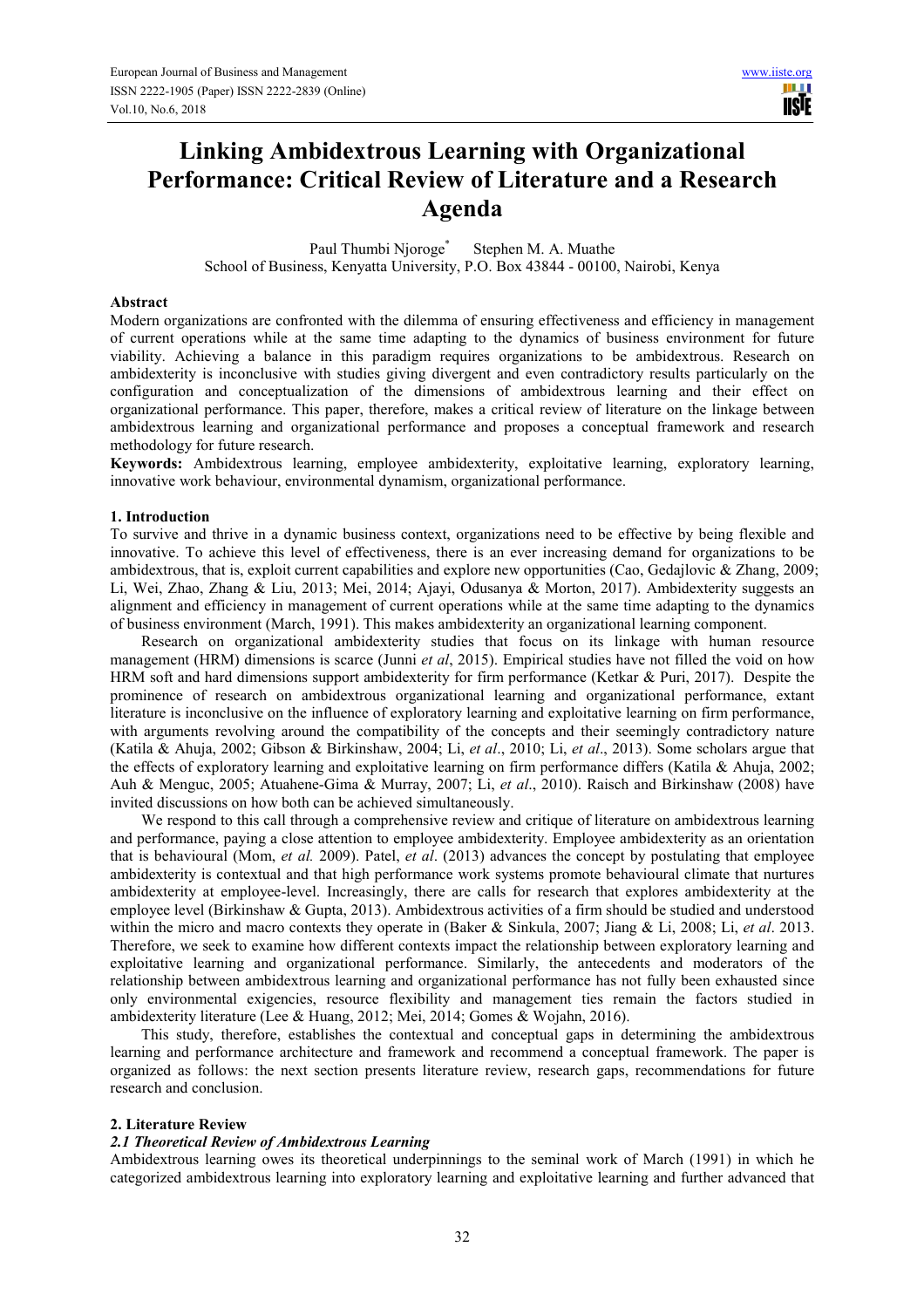# Linking Ambidextrous Learning with Organizational Performance: Critical Review of Literature and a Research Agenda

Paul Thumbi Njoroge[*] Stephen M. A. Muathe

School of Business, Kenyatta University, P.O. Box 43844 - 00100, Nairobi, Kenya

## Abstract

Modern organizations are confronted with the dilemma of ensuring effectiveness and efficiency in management of current operations while at the same time adapting to the dynamics of business environment for future viability. Achieving a balance in this paradigm requires organizations to be ambidextrous. Research on ambidexterity is inconclusive with studies giving divergent and even contradictory results particularly on the configuration and conceptualization of the dimensions of ambidextrous learning and their effect on organizational performance. This paper, therefore, makes a critical review of literature on the linkage between ambidextrous learning and organizational performance and proposes a conceptual framework and research methodology for future research.

**Keywords:** Ambidextrous learning, employee ambidexterity, exploitative learning, exploratory learning, innovative work behaviour, environmental dynamism, organizational performance.

## 1. Introduction

To survive and thrive in a dynamic business context, organizations need to be effective by being flexible and innovative. To achieve this level of effectiveness, there is an ever increasing demand for organizations to be ambidextrous, that is, exploit current capabilities and explore new opportunities (Cao, Gedajlovic & Zhang, 2009; Li, Wei, Zhao, Zhang & Liu, 2013; Mei, 2014; Ajayi, Odusanya & Morton, 2017). Ambidexterity suggests an alignment and efficiency in management of current operations while at the same time adapting to the dynamics of business environment (March, 1991). This makes ambidexterity an organizational learning component.

Research on organizational ambidexterity studies that focus on its linkage with human resource management (HRM) dimensions is scarce (Junni *et al*, 2015). Empirical studies have not filled the void on how HRM soft and hard dimensions support ambidexterity for firm performance (Ketkar & Puri, 2017). Despite the prominence of research on ambidextrous organizational learning and organizational performance, extant literature is inconclusive on the influence of exploratory learning and exploitative learning on firm performance, with arguments revolving around the compatibility of the concepts and their seemingly contradictory nature (Katila & Ahuja, 2002; Gibson & Birkinshaw, 2004; Li, *et al*., 2010; Li, *et al*., 2013). Some scholars argue that the effects of exploratory learning and exploitative learning on firm performance differs (Katila & Ahuja, 2002; Auh & Menguc, 2005; Atuahene-Gima & Murray, 2007; Li, *et al*., 2010). Raisch and Birkinshaw (2008) have invited discussions on how both can be achieved simultaneously.

We respond to this call through a comprehensive review and critique of literature on ambidextrous learning and performance, paying a close attention to employee ambidexterity. Employee ambidexterity as an orientation that is behavioural (Mom, *et al.* 2009). Patel, *et al*. (2013) advances the concept by postulating that employee ambidexterity is contextual and that high performance work systems promote behavioural climate that nurtures ambidexterity at employee-level. Increasingly, there are calls for research that explores ambidexterity at the employee level (Birkinshaw & Gupta, 2013). Ambidextrous activities of a firm should be studied and understood within the micro and macro contexts they operate in (Baker & Sinkula, 2007; Jiang & Li, 2008; Li, *et al*. 2013. Therefore, we seek to examine how different contexts impact the relationship between exploratory learning and exploitative learning and organizational performance. Similarly, the antecedents and moderators of the relationship between ambidextrous learning and organizational performance has not fully been exhausted since only environmental exigencies, resource flexibility and management ties remain the factors studied in ambidexterity literature (Lee & Huang, 2012; Mei, 2014; Gomes & Wojahn, 2016).

This study, therefore, establishes the contextual and conceptual gaps in determining the ambidextrous learning and performance architecture and framework and recommend a conceptual framework. The paper is organized as follows: the next section presents literature review, research gaps, recommendations for future research and conclusion.

## 2. Literature Review

### *2.1 Theoretical Review of Ambidextrous Learning*

Ambidextrous learning owes its theoretical underpinnings to the seminal work of March (1991) in which he categorized ambidextrous learning into exploratory learning and exploitative learning and further advanced that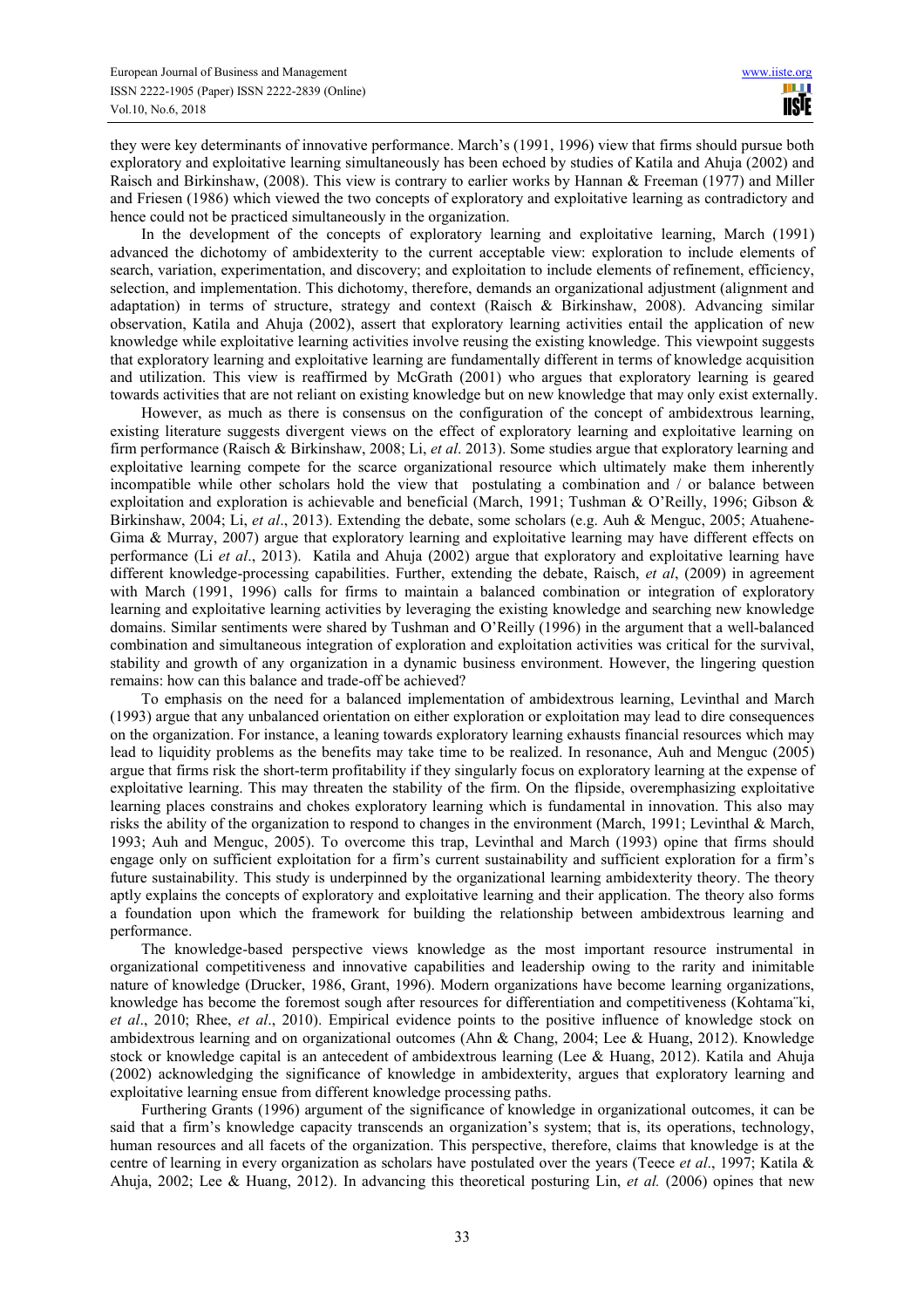they were key determinants of innovative performance. March's (1991, 1996) view that firms should pursue both exploratory and exploitative learning simultaneously has been echoed by studies of Katila and Ahuja (2002) and Raisch and Birkinshaw, (2008). This view is contrary to earlier works by Hannan & Freeman (1977) and Miller and Friesen (1986) which viewed the two concepts of exploratory and exploitative learning as contradictory and hence could not be practiced simultaneously in the organization.

In the development of the concepts of exploratory learning and exploitative learning, March (1991) advanced the dichotomy of ambidexterity to the current acceptable view: exploration to include elements of search, variation, experimentation, and discovery; and exploitation to include elements of refinement, efficiency, selection, and implementation. This dichotomy, therefore, demands an organizational adjustment (alignment and adaptation) in terms of structure, strategy and context (Raisch & Birkinshaw, 2008). Advancing similar observation, Katila and Ahuja (2002), assert that exploratory learning activities entail the application of new knowledge while exploitative learning activities involve reusing the existing knowledge. This viewpoint suggests that exploratory learning and exploitative learning are fundamentally different in terms of knowledge acquisition and utilization. This view is reaffirmed by McGrath (2001) who argues that exploratory learning is geared towards activities that are not reliant on existing knowledge but on new knowledge that may only exist externally.

However, as much as there is consensus on the configuration of the concept of ambidextrous learning, existing literature suggests divergent views on the effect of exploratory learning and exploitative learning on firm performance (Raisch & Birkinshaw, 2008; Li, *et al*. 2013). Some studies argue that exploratory learning and exploitative learning compete for the scarce organizational resource which ultimately make them inherently incompatible while other scholars hold the view that postulating a combination and / or balance between exploitation and exploration is achievable and beneficial (March, 1991; Tushman & O'Reilly, 1996; Gibson & Birkinshaw, 2004; Li, *et al*., 2013). Extending the debate, some scholars (e.g. Auh & Menguc, 2005; Atuahene-Gima & Murray, 2007) argue that exploratory learning and exploitative learning may have different effects on performance (Li *et al*., 2013). Katila and Ahuja (2002) argue that exploratory and exploitative learning have different knowledge-processing capabilities. Further, extending the debate, Raisch, *et al*, (2009) in agreement with March (1991, 1996) calls for firms to maintain a balanced combination or integration of exploratory learning and exploitative learning activities by leveraging the existing knowledge and searching new knowledge domains. Similar sentiments were shared by Tushman and O'Reilly (1996) in the argument that a well-balanced combination and simultaneous integration of exploration and exploitation activities was critical for the survival, stability and growth of any organization in a dynamic business environment. However, the lingering question remains: how can this balance and trade-off be achieved?

To emphasis on the need for a balanced implementation of ambidextrous learning, Levinthal and March (1993) argue that any unbalanced orientation on either exploration or exploitation may lead to dire consequences on the organization. For instance, a leaning towards exploratory learning exhausts financial resources which may lead to liquidity problems as the benefits may take time to be realized. In resonance, Auh and Menguc (2005) argue that firms risk the short-term profitability if they singularly focus on exploratory learning at the expense of exploitative learning. This may threaten the stability of the firm. On the flipside, overemphasizing exploitative learning places constrains and chokes exploratory learning which is fundamental in innovation. This also may risks the ability of the organization to respond to changes in the environment (March, 1991; Levinthal & March, 1993; Auh and Menguc, 2005). To overcome this trap, Levinthal and March (1993) opine that firms should engage only on sufficient exploitation for a firm's current sustainability and sufficient exploration for a firm's future sustainability. This study is underpinned by the organizational learning ambidexterity theory. The theory aptly explains the concepts of exploratory and exploitative learning and their application. The theory also forms a foundation upon which the framework for building the relationship between ambidextrous learning and performance.

The knowledge-based perspective views knowledge as the most important resource instrumental in organizational competitiveness and innovative capabilities and leadership owing to the rarity and inimitable nature of knowledge (Drucker, 1986, Grant, 1996). Modern organizations have become learning organizations, knowledge has become the foremost sough after resources for differentiation and competitiveness (Kohtama¨ki, *et al*., 2010; Rhee, *et al*., 2010). Empirical evidence points to the positive influence of knowledge stock on ambidextrous learning and on organizational outcomes (Ahn & Chang, 2004; Lee & Huang, 2012). Knowledge stock or knowledge capital is an antecedent of ambidextrous learning (Lee & Huang, 2012). Katila and Ahuja (2002) acknowledging the significance of knowledge in ambidexterity, argues that exploratory learning and exploitative learning ensue from different knowledge processing paths.

Furthering Grants (1996) argument of the significance of knowledge in organizational outcomes, it can be said that a firm's knowledge capacity transcends an organization's system; that is, its operations, technology, human resources and all facets of the organization. This perspective, therefore, claims that knowledge is at the centre of learning in every organization as scholars have postulated over the years (Teece *et al*., 1997; Katila & Ahuja, 2002; Lee & Huang, 2012). In advancing this theoretical posturing Lin, *et al.* (2006) opines that new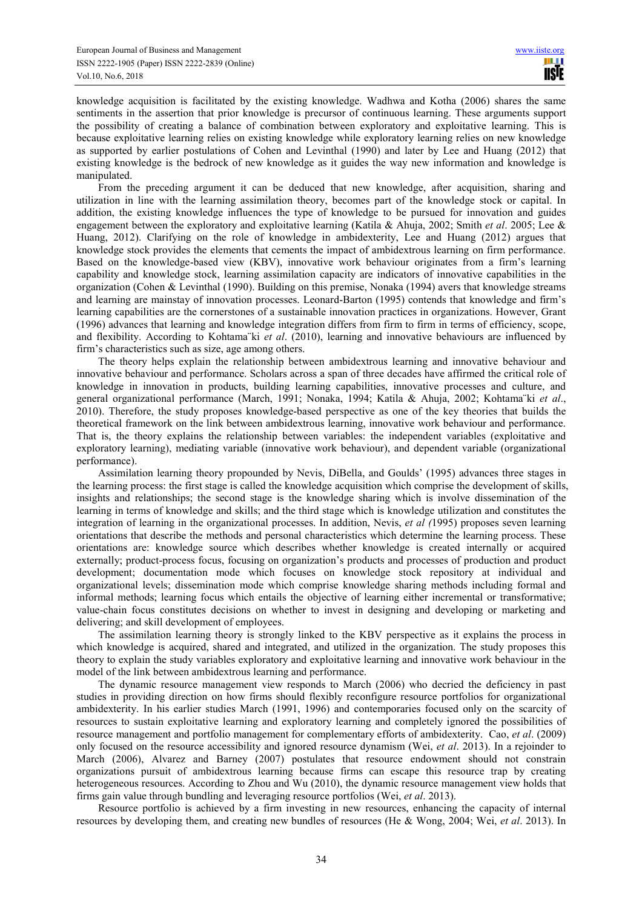knowledge acquisition is facilitated by the existing knowledge. Wadhwa and Kotha (2006) shares the same sentiments in the assertion that prior knowledge is precursor of continuous learning. These arguments support the possibility of creating a balance of combination between exploratory and exploitative learning. This is because exploitative learning relies on existing knowledge while exploratory learning relies on new knowledge as supported by earlier postulations of Cohen and Levinthal (1990) and later by Lee and Huang (2012) that existing knowledge is the bedrock of new knowledge as it guides the way new information and knowledge is manipulated.

From the preceding argument it can be deduced that new knowledge, after acquisition, sharing and utilization in line with the learning assimilation theory, becomes part of the knowledge stock or capital. In addition, the existing knowledge influences the type of knowledge to be pursued for innovation and guides engagement between the exploratory and exploitative learning (Katila & Ahuja, 2002; Smith *et al*. 2005; Lee & Huang, 2012). Clarifying on the role of knowledge in ambidexterity, Lee and Huang (2012) argues that knowledge stock provides the elements that cements the impact of ambidextrous learning on firm performance. Based on the knowledge-based view (KBV), innovative work behaviour originates from a firm's learning capability and knowledge stock, learning assimilation capacity are indicators of innovative capabilities in the organization (Cohen & Levinthal (1990). Building on this premise, Nonaka (1994) avers that knowledge streams and learning are mainstay of innovation processes. Leonard-Barton (1995) contends that knowledge and firm's learning capabilities are the cornerstones of a sustainable innovation practices in organizations. However, Grant (1996) advances that learning and knowledge integration differs from firm to firm in terms of efficiency, scope, and flexibility. According to Kohtama¨ki *et al*. (2010), learning and innovative behaviours are influenced by firm's characteristics such as size, age among others.

The theory helps explain the relationship between ambidextrous learning and innovative behaviour and innovative behaviour and performance. Scholars across a span of three decades have affirmed the critical role of knowledge in innovation in products, building learning capabilities, innovative processes and culture, and general organizational performance (March, 1991; Nonaka, 1994; Katila & Ahuja, 2002; Kohtama¨ki *et al*., 2010). Therefore, the study proposes knowledge-based perspective as one of the key theories that builds the theoretical framework on the link between ambidextrous learning, innovative work behaviour and performance. That is, the theory explains the relationship between variables: the independent variables (exploitative and exploratory learning), mediating variable (innovative work behaviour), and dependent variable (organizational performance).

Assimilation learning theory propounded by Nevis, DiBella, and Goulds' (1995) advances three stages in the learning process: the first stage is called the knowledge acquisition which comprise the development of skills, insights and relationships; the second stage is the knowledge sharing which is involve dissemination of the learning in terms of knowledge and skills; and the third stage which is knowledge utilization and constitutes the integration of learning in the organizational processes. In addition, Nevis, *et al (*1995) proposes seven learning orientations that describe the methods and personal characteristics which determine the learning process. These orientations are: knowledge source which describes whether knowledge is created internally or acquired externally; product-process focus, focusing on organization's products and processes of production and product development; documentation mode which focuses on knowledge stock repository at individual and organizational levels; dissemination mode which comprise knowledge sharing methods including formal and informal methods; learning focus which entails the objective of learning either incremental or transformative; value-chain focus constitutes decisions on whether to invest in designing and developing or marketing and delivering; and skill development of employees.

The assimilation learning theory is strongly linked to the KBV perspective as it explains the process in which knowledge is acquired, shared and integrated, and utilized in the organization. The study proposes this theory to explain the study variables exploratory and exploitative learning and innovative work behaviour in the model of the link between ambidextrous learning and performance.

The dynamic resource management view responds to March (2006) who decried the deficiency in past studies in providing direction on how firms should flexibly reconfigure resource portfolios for organizational ambidexterity. In his earlier studies March (1991, 1996) and contemporaries focused only on the scarcity of resources to sustain exploitative learning and exploratory learning and completely ignored the possibilities of resource management and portfolio management for complementary efforts of ambidexterity. Cao, *et al*. (2009) only focused on the resource accessibility and ignored resource dynamism (Wei, *et al*. 2013). In a rejoinder to March (2006), Alvarez and Barney (2007) postulates that resource endowment should not constrain organizations pursuit of ambidextrous learning because firms can escape this resource trap by creating heterogeneous resources. According to Zhou and Wu (2010), the dynamic resource management view holds that firms gain value through bundling and leveraging resource portfolios (Wei, *et al*. 2013).

Resource portfolio is achieved by a firm investing in new resources, enhancing the capacity of internal resources by developing them, and creating new bundles of resources (He & Wong, 2004; Wei, *et al*. 2013). In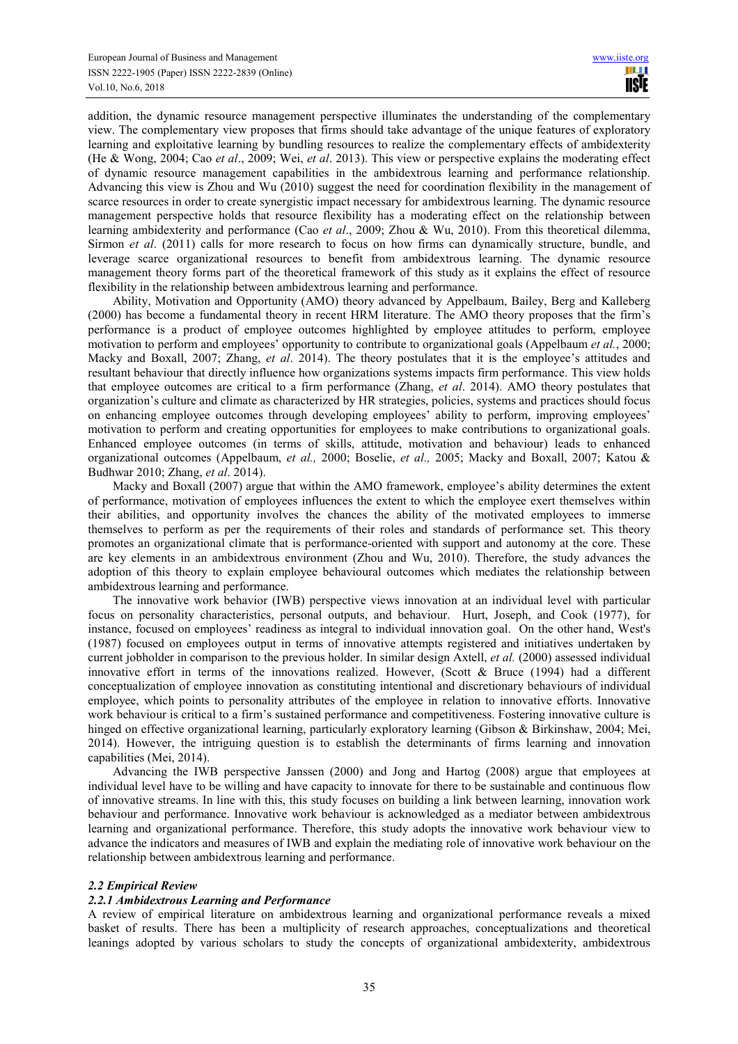addition, the dynamic resource management perspective illuminates the understanding of the complementary view. The complementary view proposes that firms should take advantage of the unique features of exploratory learning and exploitative learning by bundling resources to realize the complementary effects of ambidexterity (He & Wong, 2004; Cao *et al*., 2009; Wei, *et al*. 2013). This view or perspective explains the moderating effect of dynamic resource management capabilities in the ambidextrous learning and performance relationship. Advancing this view is Zhou and Wu (2010) suggest the need for coordination flexibility in the management of scarce resources in order to create synergistic impact necessary for ambidextrous learning. The dynamic resource management perspective holds that resource flexibility has a moderating effect on the relationship between learning ambidexterity and performance (Cao *et al*., 2009; Zhou & Wu, 2010). From this theoretical dilemma, Sirmon *et al*. (2011) calls for more research to focus on how firms can dynamically structure, bundle, and leverage scarce organizational resources to benefit from ambidextrous learning. The dynamic resource management theory forms part of the theoretical framework of this study as it explains the effect of resource flexibility in the relationship between ambidextrous learning and performance.

Ability, Motivation and Opportunity (AMO) theory advanced by Appelbaum, Bailey, Berg and Kalleberg (2000) has become a fundamental theory in recent HRM literature. The AMO theory proposes that the firm's performance is a product of employee outcomes highlighted by employee attitudes to perform, employee motivation to perform and employees' opportunity to contribute to organizational goals (Appelbaum *et al.*, 2000; Macky and Boxall, 2007; Zhang, *et al*. 2014). The theory postulates that it is the employee's attitudes and resultant behaviour that directly influence how organizations systems impacts firm performance. This view holds that employee outcomes are critical to a firm performance (Zhang, *et al*. 2014). AMO theory postulates that organization's culture and climate as characterized by HR strategies, policies, systems and practices should focus on enhancing employee outcomes through developing employees' ability to perform, improving employees' motivation to perform and creating opportunities for employees to make contributions to organizational goals. Enhanced employee outcomes (in terms of skills, attitude, motivation and behaviour) leads to enhanced organizational outcomes (Appelbaum, *et al.,* 2000; Boselie, *et al.,* 2005; Macky and Boxall, 2007; Katou & Budhwar 2010; Zhang, *et al*. 2014).

Macky and Boxall (2007) argue that within the AMO framework, employee's ability determines the extent of performance, motivation of employees influences the extent to which the employee exert themselves within their abilities, and opportunity involves the chances the ability of the motivated employees to immerse themselves to perform as per the requirements of their roles and standards of performance set. This theory promotes an organizational climate that is performance-oriented with support and autonomy at the core. These are key elements in an ambidextrous environment (Zhou and Wu, 2010). Therefore, the study advances the adoption of this theory to explain employee behavioural outcomes which mediates the relationship between ambidextrous learning and performance.

The innovative work behavior (IWB) perspective views innovation at an individual level with particular focus on personality characteristics, personal outputs, and behaviour. Hurt, Joseph, and Cook (1977), for instance, focused on employees' readiness as integral to individual innovation goal. On the other hand, West's (1987) focused on employees output in terms of innovative attempts registered and initiatives undertaken by current jobholder in comparison to the previous holder. In similar design Axtell, *et al.* (2000) assessed individual innovative effort in terms of the innovations realized. However, (Scott & Bruce (1994) had a different conceptualization of employee innovation as constituting intentional and discretionary behaviours of individual employee, which points to personality attributes of the employee in relation to innovative efforts. Innovative work behaviour is critical to a firm's sustained performance and competitiveness. Fostering innovative culture is hinged on effective organizational learning, particularly exploratory learning (Gibson & Birkinshaw, 2004; Mei, 2014). However, the intriguing question is to establish the determinants of firms learning and innovation capabilities (Mei, 2014).

Advancing the IWB perspective Janssen (2000) and Jong and Hartog (2008) argue that employees at individual level have to be willing and have capacity to innovate for there to be sustainable and continuous flow of innovative streams. In line with this, this study focuses on building a link between learning, innovation work behaviour and performance. Innovative work behaviour is acknowledged as a mediator between ambidextrous learning and organizational performance. Therefore, this study adopts the innovative work behaviour view to advance the indicators and measures of IWB and explain the mediating role of innovative work behaviour on the relationship between ambidextrous learning and performance.

### *2.2 Empirical Review*

#### *2.2.1 Ambidextrous Learning and Performance*

A review of empirical literature on ambidextrous learning and organizational performance reveals a mixed basket of results. There has been a multiplicity of research approaches, conceptualizations and theoretical leanings adopted by various scholars to study the concepts of organizational ambidexterity, ambidextrous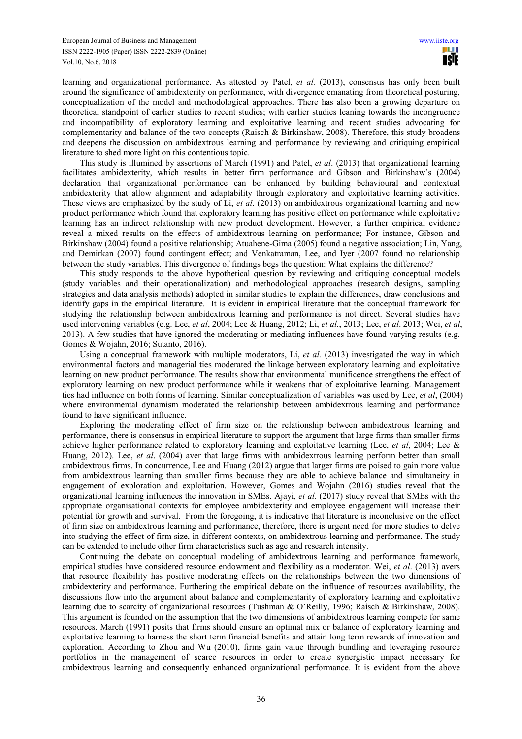learning and organizational performance. As attested by Patel, *et al.* (2013), consensus has only been built around the significance of ambidexterity on performance, with divergence emanating from theoretical posturing, conceptualization of the model and methodological approaches. There has also been a growing departure on theoretical standpoint of earlier studies to recent studies; with earlier studies leaning towards the incongruence and incompatibility of exploratory learning and exploitative learning and recent studies advocating for complementarity and balance of the two concepts (Raisch & Birkinshaw, 2008). Therefore, this study broadens and deepens the discussion on ambidextrous learning and performance by reviewing and critiquing empirical literature to shed more light on this contentious topic.

This study is illumined by assertions of March (1991) and Patel, *et al*. (2013) that organizational learning facilitates ambidexterity, which results in better firm performance and Gibson and Birkinshaw's (2004) declaration that organizational performance can be enhanced by building behavioural and contextual ambidexterity that allow alignment and adaptability through exploratory and exploitative learning activities. These views are emphasized by the study of Li, *et al*. (2013) on ambidextrous organizational learning and new product performance which found that exploratory learning has positive effect on performance while exploitative learning has an indirect relationship with new product development. However, a further empirical evidence reveal a mixed results on the effects of ambidextrous learning on performance; For instance, Gibson and Birkinshaw (2004) found a positive relationship; Atuahene-Gima (2005) found a negative association; Lin, Yang, and Demirkan (2007) found contingent effect; and Venkatraman, Lee, and Iyer (2007 found no relationship between the study variables. This divergence of findings begs the question: What explains the difference?

This study responds to the above hypothetical question by reviewing and critiquing conceptual models (study variables and their operationalization) and methodological approaches (research designs, sampling strategies and data analysis methods) adopted in similar studies to explain the differences, draw conclusions and identify gaps in the empirical literature. It is evident in empirical literature that the conceptual framework for studying the relationship between ambidextrous learning and performance is not direct. Several studies have used intervening variables (e.g. Lee, *et al*, 2004; Lee & Huang, 2012; Li, *et al.*, 2013; Lee, *et al*. 2013; Wei, *et al*, 2013). A few studies that have ignored the moderating or mediating influences have found varying results (e.g. Gomes & Wojahn, 2016; Sutanto, 2016).

Using a conceptual framework with multiple moderators, Li, *et al.* (2013) investigated the way in which environmental factors and managerial ties moderated the linkage between exploratory learning and exploitative learning on new product performance. The results show that environmental munificence strengthens the effect of exploratory learning on new product performance while it weakens that of exploitative learning. Management ties had influence on both forms of learning. Similar conceptualization of variables was used by Lee, *et al*, (2004) where environmental dynamism moderated the relationship between ambidextrous learning and performance found to have significant influence.

Exploring the moderating effect of firm size on the relationship between ambidextrous learning and performance, there is consensus in empirical literature to support the argument that large firms than smaller firms achieve higher performance related to exploratory learning and exploitative learning (Lee, *et al*, 2004; Lee & Huang, 2012). Lee, *et al*. (2004) aver that large firms with ambidextrous learning perform better than small ambidextrous firms. In concurrence, Lee and Huang (2012) argue that larger firms are poised to gain more value from ambidextrous learning than smaller firms because they are able to achieve balance and simultaneity in engagement of exploration and exploitation. However, Gomes and Wojahn (2016) studies reveal that the organizational learning influences the innovation in SMEs. Ajayi, *et al*. (2017) study reveal that SMEs with the appropriate organisational contexts for employee ambidexterity and employee engagement will increase their potential for growth and survival. From the foregoing, it is indicative that literature is inconclusive on the effect of firm size on ambidextrous learning and performance, therefore, there is urgent need for more studies to delve into studying the effect of firm size, in different contexts, on ambidextrous learning and performance. The study can be extended to include other firm characteristics such as age and research intensity.

Continuing the debate on conceptual modeling of ambidextrous learning and performance framework, empirical studies have considered resource endowment and flexibility as a moderator. Wei, *et al*. (2013) avers that resource flexibility has positive moderating effects on the relationships between the two dimensions of ambidexterity and performance. Furthering the empirical debate on the influence of resources availability, the discussions flow into the argument about balance and complementarity of exploratory learning and exploitative learning due to scarcity of organizational resources (Tushman & O'Reilly, 1996; Raisch & Birkinshaw, 2008). This argument is founded on the assumption that the two dimensions of ambidextrous learning compete for same resources. March (1991) posits that firms should ensure an optimal mix or balance of exploratory learning and exploitative learning to harness the short term financial benefits and attain long term rewards of innovation and exploration. According to Zhou and Wu (2010), firms gain value through bundling and leveraging resource portfolios in the management of scarce resources in order to create synergistic impact necessary for ambidextrous learning and consequently enhanced organizational performance. It is evident from the above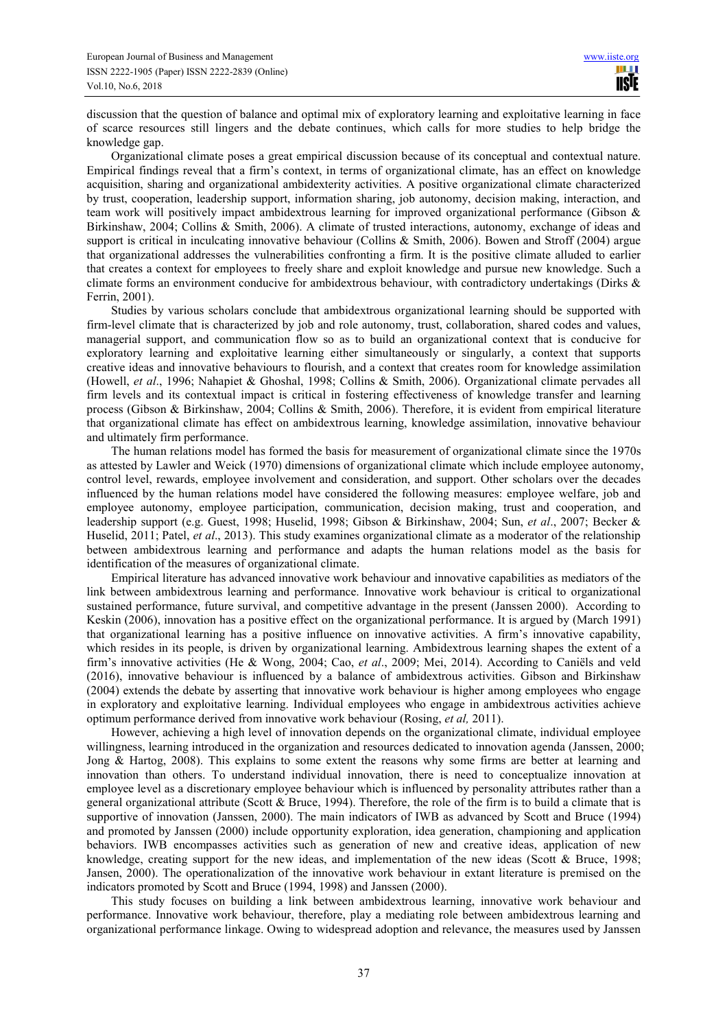discussion that the question of balance and optimal mix of exploratory learning and exploitative learning in face of scarce resources still lingers and the debate continues, which calls for more studies to help bridge the knowledge gap.

Organizational climate poses a great empirical discussion because of its conceptual and contextual nature. Empirical findings reveal that a firm's context, in terms of organizational climate, has an effect on knowledge acquisition, sharing and organizational ambidexterity activities. A positive organizational climate characterized by trust, cooperation, leadership support, information sharing, job autonomy, decision making, interaction, and team work will positively impact ambidextrous learning for improved organizational performance (Gibson & Birkinshaw, 2004; Collins & Smith, 2006). A climate of trusted interactions, autonomy, exchange of ideas and support is critical in inculcating innovative behaviour (Collins & Smith, 2006). Bowen and Stroff (2004) argue that organizational addresses the vulnerabilities confronting a firm. It is the positive climate alluded to earlier that creates a context for employees to freely share and exploit knowledge and pursue new knowledge. Such a climate forms an environment conducive for ambidextrous behaviour, with contradictory undertakings (Dirks & Ferrin, 2001).

Studies by various scholars conclude that ambidextrous organizational learning should be supported with firm-level climate that is characterized by job and role autonomy, trust, collaboration, shared codes and values, managerial support, and communication flow so as to build an organizational context that is conducive for exploratory learning and exploitative learning either simultaneously or singularly, a context that supports creative ideas and innovative behaviours to flourish, and a context that creates room for knowledge assimilation (Howell, *et al*., 1996; Nahapiet & Ghoshal, 1998; Collins & Smith, 2006). Organizational climate pervades all firm levels and its contextual impact is critical in fostering effectiveness of knowledge transfer and learning process (Gibson & Birkinshaw, 2004; Collins & Smith, 2006). Therefore, it is evident from empirical literature that organizational climate has effect on ambidextrous learning, knowledge assimilation, innovative behaviour and ultimately firm performance.

The human relations model has formed the basis for measurement of organizational climate since the 1970s as attested by Lawler and Weick (1970) dimensions of organizational climate which include employee autonomy, control level, rewards, employee involvement and consideration, and support. Other scholars over the decades influenced by the human relations model have considered the following measures: employee welfare, job and employee autonomy, employee participation, communication, decision making, trust and cooperation, and leadership support (e.g. Guest, 1998; Huselid, 1998; Gibson & Birkinshaw, 2004; Sun, *et al*., 2007; Becker & Huselid, 2011; Patel, *et al*., 2013). This study examines organizational climate as a moderator of the relationship between ambidextrous learning and performance and adapts the human relations model as the basis for identification of the measures of organizational climate.

Empirical literature has advanced innovative work behaviour and innovative capabilities as mediators of the link between ambidextrous learning and performance. Innovative work behaviour is critical to organizational sustained performance, future survival, and competitive advantage in the present (Janssen 2000). According to Keskin (2006), innovation has a positive effect on the organizational performance. It is argued by (March 1991) that organizational learning has a positive influence on innovative activities. A firm's innovative capability, which resides in its people, is driven by organizational learning. Ambidextrous learning shapes the extent of a firm's innovative activities (He & Wong, 2004; Cao, *et al*., 2009; Mei, 2014). According to Caniëls and veld (2016), innovative behaviour is influenced by a balance of ambidextrous activities. Gibson and Birkinshaw (2004) extends the debate by asserting that innovative work behaviour is higher among employees who engage in exploratory and exploitative learning. Individual employees who engage in ambidextrous activities achieve optimum performance derived from innovative work behaviour (Rosing, *et al,* 2011).

However, achieving a high level of innovation depends on the organizational climate, individual employee willingness, learning introduced in the organization and resources dedicated to innovation agenda (Janssen, 2000; Jong & Hartog, 2008). This explains to some extent the reasons why some firms are better at learning and innovation than others. To understand individual innovation, there is need to conceptualize innovation at employee level as a discretionary employee behaviour which is influenced by personality attributes rather than a general organizational attribute (Scott & Bruce, 1994). Therefore, the role of the firm is to build a climate that is supportive of innovation (Janssen, 2000). The main indicators of IWB as advanced by Scott and Bruce (1994) and promoted by Janssen (2000) include opportunity exploration, idea generation, championing and application behaviors. IWB encompasses activities such as generation of new and creative ideas, application of new knowledge, creating support for the new ideas, and implementation of the new ideas (Scott & Bruce, 1998; Jansen, 2000). The operationalization of the innovative work behaviour in extant literature is premised on the indicators promoted by Scott and Bruce (1994, 1998) and Janssen (2000).

This study focuses on building a link between ambidextrous learning, innovative work behaviour and performance. Innovative work behaviour, therefore, play a mediating role between ambidextrous learning and organizational performance linkage. Owing to widespread adoption and relevance, the measures used by Janssen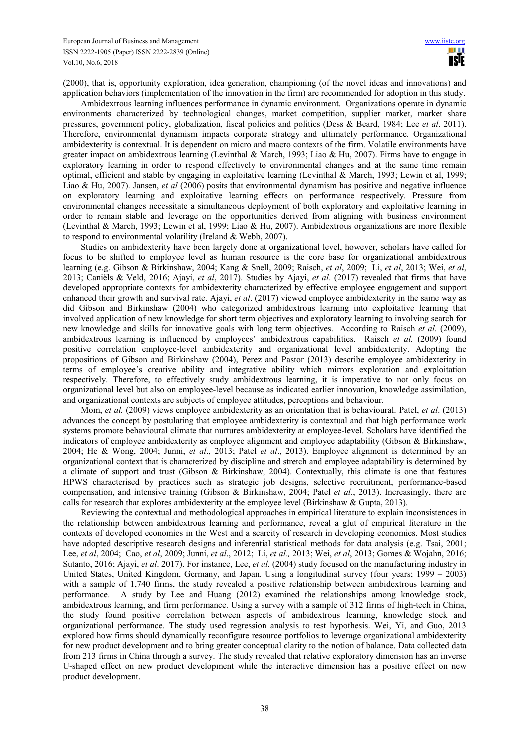(2000), that is, opportunity exploration, idea generation, championing (of the novel ideas and innovations) and application behaviors (implementation of the innovation in the firm) are recommended for adoption in this study.

Ambidextrous learning influences performance in dynamic environment. Organizations operate in dynamic environments characterized by technological changes, market competition, supplier market, market share pressures, government policy, globalization, fiscal policies and politics (Dess & Beard, 1984; Lee *et al*. 2011). Therefore, environmental dynamism impacts corporate strategy and ultimately performance. Organizational ambidexterity is contextual. It is dependent on micro and macro contexts of the firm. Volatile environments have greater impact on ambidextrous learning (Levinthal & March, 1993; Liao & Hu, 2007). Firms have to engage in exploratory learning in order to respond effectively to environmental changes and at the same time remain optimal, efficient and stable by engaging in exploitative learning (Levinthal & March, 1993; Lewin et al, 1999; Liao & Hu, 2007). Jansen, *et al* (2006) posits that environmental dynamism has positive and negative influence on exploratory learning and exploitative learning effects on performance respectively. Pressure from environmental changes necessitate a simultaneous deployment of both exploratory and exploitative learning in order to remain stable and leverage on the opportunities derived from aligning with business environment (Levinthal & March, 1993; Lewin et al, 1999; Liao & Hu, 2007). Ambidextrous organizations are more flexible to respond to environmental volatility (Ireland & Webb, 2007).

Studies on ambidexterity have been largely done at organizational level, however, scholars have called for focus to be shifted to employee level as human resource is the core base for organizational ambidextrous learning (e.g. Gibson & Birkinshaw, 2004; Kang & Snell, 2009; Raisch, *et al*, 2009; Li, *et al*, 2013; Wei, *et al*, 2013; Caniëls & Veld, 2016; Ajayi, *et al*, 2017). Studies by Ajayi, *et al*. (2017) revealed that firms that have developed appropriate contexts for ambidexterity characterized by effective employee engagement and support enhanced their growth and survival rate. Ajayi, *et al*. (2017) viewed employee ambidexterity in the same way as did Gibson and Birkinshaw (2004) who categorized ambidextrous learning into exploitative learning that involved application of new knowledge for short term objectives and exploratory learning to involving search for new knowledge and skills for innovative goals with long term objectives. According to Raisch *et al.* (2009), ambidextrous learning is influenced by employees' ambidextrous capabilities. Raisch *et al.* (2009) found positive correlation employee-level ambidexterity and organizational level ambidexterity. Adopting the propositions of Gibson and Birkinshaw (2004), Perez and Pastor (2013) describe employee ambidexterity in terms of employee's creative ability and integrative ability which mirrors exploration and exploitation respectively. Therefore, to effectively study ambidextrous learning, it is imperative to not only focus on organizational level but also on employee-level because as indicated earlier innovation, knowledge assimilation, and organizational contexts are subjects of employee attitudes, perceptions and behaviour.

Mom, *et al.* (2009) views employee ambidexterity as an orientation that is behavioural. Patel, *et al*. (2013) advances the concept by postulating that employee ambidexterity is contextual and that high performance work systems promote behavioural climate that nurtures ambidexterity at employee-level. Scholars have identified the indicators of employee ambidexterity as employee alignment and employee adaptability (Gibson & Birkinshaw, 2004; He & Wong, 2004; Junni, *et al*., 2013; Patel *et al*., 2013). Employee alignment is determined by an organizational context that is characterized by discipline and stretch and employee adaptability is determined by a climate of support and trust (Gibson & Birkinshaw, 2004). Contextually, this climate is one that features HPWS characterised by practices such as strategic job designs, selective recruitment, performance-based compensation, and intensive training (Gibson & Birkinshaw, 2004; Patel *et al*., 2013). Increasingly, there are calls for research that explores ambidexterity at the employee level (Birkinshaw & Gupta, 2013).

Reviewing the contextual and methodological approaches in empirical literature to explain inconsistences in the relationship between ambidextrous learning and performance, reveal a glut of empirical literature in the contexts of developed economies in the West and a scarcity of research in developing economies. Most studies have adopted descriptive research designs and inferential statistical methods for data analysis (e.g. Tsai, 2001; Lee, *et al*, 2004; Cao, *et al*, 2009; Junni, *et al*., 2012; Li, *et al.,* 2013; Wei, *et al*, 2013; Gomes & Wojahn, 2016; Sutanto, 2016; Ajayi, *et al*. 2017). For instance, Lee, *et al.* (2004) study focused on the manufacturing industry in United States, United Kingdom, Germany, and Japan. Using a longitudinal survey (four years; 1999 – 2003) with a sample of 1,740 firms, the study revealed a positive relationship between ambidextrous learning and performance. A study by Lee and Huang (2012) examined the relationships among knowledge stock, ambidextrous learning, and firm performance. Using a survey with a sample of 312 firms of high-tech in China, the study found positive correlation between aspects of ambidextrous learning, knowledge stock and organizational performance. The study used regression analysis to test hypothesis. Wei, Yi, and Guo, 2013 explored how firms should dynamically reconfigure resource portfolios to leverage organizational ambidexterity for new product development and to bring greater conceptual clarity to the notion of balance. Data collected data from 213 firms in China through a survey. The study revealed that relative exploratory dimension has an inverse U-shaped effect on new product development while the interactive dimension has a positive effect on new product development.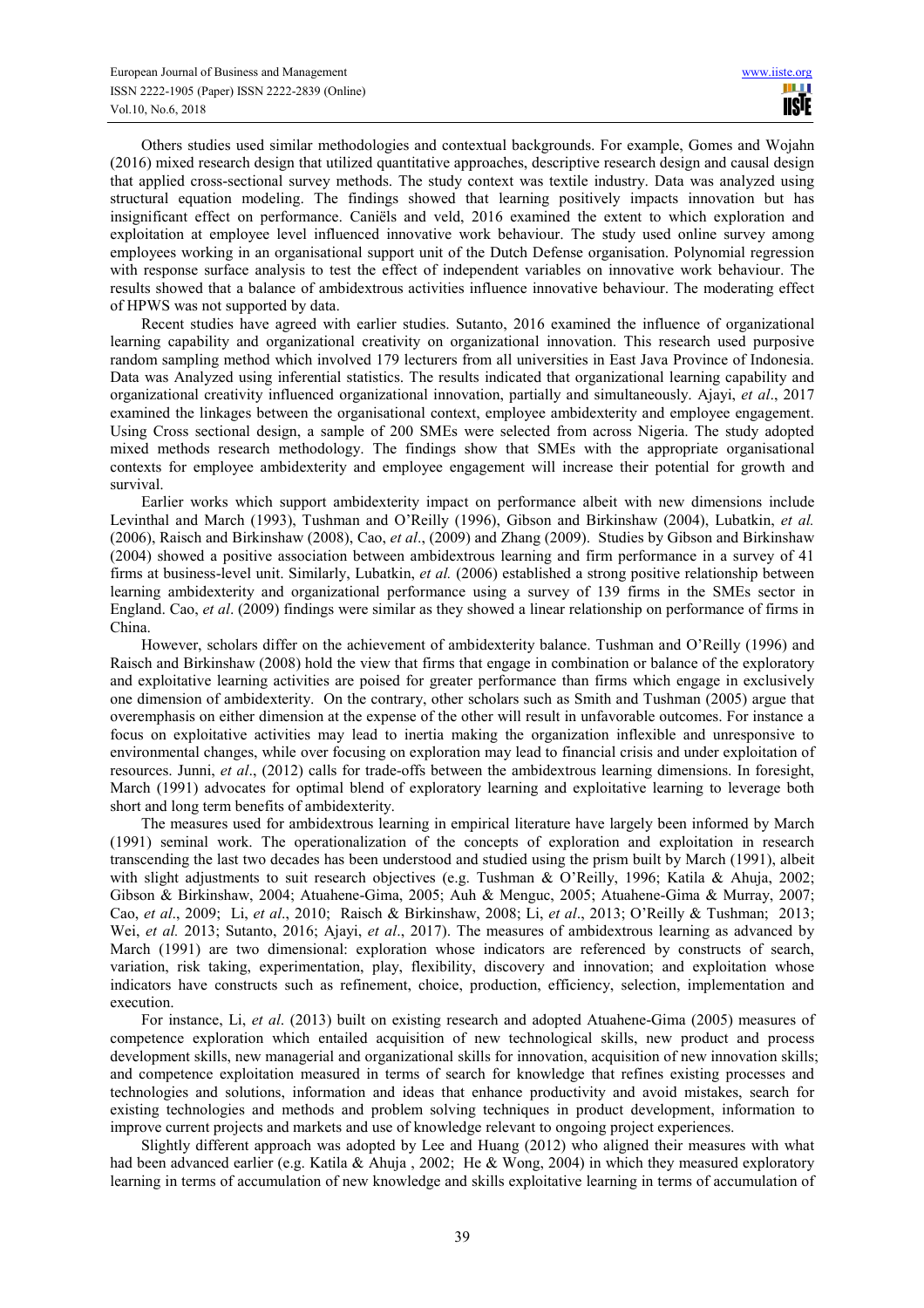Others studies used similar methodologies and contextual backgrounds. For example, Gomes and Wojahn (2016) mixed research design that utilized quantitative approaches, descriptive research design and causal design that applied cross-sectional survey methods. The study context was textile industry. Data was analyzed using structural equation modeling. The findings showed that learning positively impacts innovation but has insignificant effect on performance. Caniëls and veld, 2016 examined the extent to which exploration and exploitation at employee level influenced innovative work behaviour. The study used online survey among employees working in an organisational support unit of the Dutch Defense organisation. Polynomial regression with response surface analysis to test the effect of independent variables on innovative work behaviour. The results showed that a balance of ambidextrous activities influence innovative behaviour. The moderating effect of HPWS was not supported by data.

Recent studies have agreed with earlier studies. Sutanto, 2016 examined the influence of organizational learning capability and organizational creativity on organizational innovation. This research used purposive random sampling method which involved 179 lecturers from all universities in East Java Province of Indonesia. Data was Analyzed using inferential statistics. The results indicated that organizational learning capability and organizational creativity influenced organizational innovation, partially and simultaneously. Ajayi, *et al*., 2017 examined the linkages between the organisational context, employee ambidexterity and employee engagement. Using Cross sectional design, a sample of 200 SMEs were selected from across Nigeria. The study adopted mixed methods research methodology. The findings show that SMEs with the appropriate organisational contexts for employee ambidexterity and employee engagement will increase their potential for growth and survival.

Earlier works which support ambidexterity impact on performance albeit with new dimensions include Levinthal and March (1993), Tushman and O'Reilly (1996), Gibson and Birkinshaw (2004), Lubatkin, *et al.* (2006), Raisch and Birkinshaw (2008), Cao, *et al*., (2009) and Zhang (2009). Studies by Gibson and Birkinshaw (2004) showed a positive association between ambidextrous learning and firm performance in a survey of 41 firms at business-level unit. Similarly, Lubatkin, *et al.* (2006) established a strong positive relationship between learning ambidexterity and organizational performance using a survey of 139 firms in the SMEs sector in England. Cao, *et al*. (2009) findings were similar as they showed a linear relationship on performance of firms in China.

However, scholars differ on the achievement of ambidexterity balance. Tushman and O'Reilly (1996) and Raisch and Birkinshaw (2008) hold the view that firms that engage in combination or balance of the exploratory and exploitative learning activities are poised for greater performance than firms which engage in exclusively one dimension of ambidexterity. On the contrary, other scholars such as Smith and Tushman (2005) argue that overemphasis on either dimension at the expense of the other will result in unfavorable outcomes. For instance a focus on exploitative activities may lead to inertia making the organization inflexible and unresponsive to environmental changes, while over focusing on exploration may lead to financial crisis and under exploitation of resources. Junni, *et al*., (2012) calls for trade-offs between the ambidextrous learning dimensions. In foresight, March (1991) advocates for optimal blend of exploratory learning and exploitative learning to leverage both short and long term benefits of ambidexterity.

The measures used for ambidextrous learning in empirical literature have largely been informed by March (1991) seminal work. The operationalization of the concepts of exploration and exploitation in research transcending the last two decades has been understood and studied using the prism built by March (1991), albeit with slight adjustments to suit research objectives (e.g. Tushman & O'Reilly, 1996; Katila & Ahuja, 2002; Gibson & Birkinshaw, 2004; Atuahene-Gima, 2005; Auh & Menguc, 2005; Atuahene-Gima & Murray, 2007; Cao, *et al*., 2009; Li, *et al*., 2010; Raisch & Birkinshaw, 2008; Li, *et al*., 2013; O'Reilly & Tushman; 2013; Wei, *et al.* 2013; Sutanto, 2016; Ajayi, *et al*., 2017). The measures of ambidextrous learning as advanced by March (1991) are two dimensional: exploration whose indicators are referenced by constructs of search, variation, risk taking, experimentation, play, flexibility, discovery and innovation; and exploitation whose indicators have constructs such as refinement, choice, production, efficiency, selection, implementation and execution.

For instance, Li, *et al*. (2013) built on existing research and adopted Atuahene-Gima (2005) measures of competence exploration which entailed acquisition of new technological skills, new product and process development skills, new managerial and organizational skills for innovation, acquisition of new innovation skills; and competence exploitation measured in terms of search for knowledge that refines existing processes and technologies and solutions, information and ideas that enhance productivity and avoid mistakes, search for existing technologies and methods and problem solving techniques in product development, information to improve current projects and markets and use of knowledge relevant to ongoing project experiences.

Slightly different approach was adopted by Lee and Huang (2012) who aligned their measures with what had been advanced earlier (e.g. Katila & Ahuja , 2002; He & Wong, 2004) in which they measured exploratory learning in terms of accumulation of new knowledge and skills exploitative learning in terms of accumulation of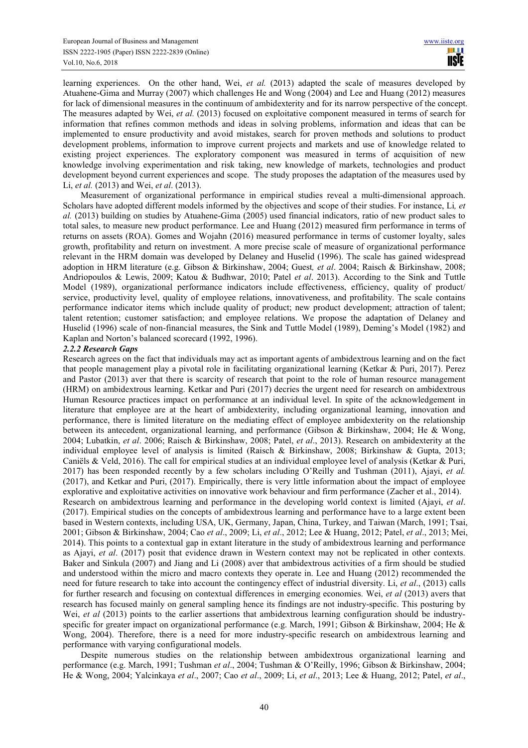learning experiences. On the other hand, Wei, *et al.* (2013) adapted the scale of measures developed by Atuahene-Gima and Murray (2007) which challenges He and Wong (2004) and Lee and Huang (2012) measures for lack of dimensional measures in the continuum of ambidexterity and for its narrow perspective of the concept. The measures adapted by Wei, *et al.* (2013) focused on exploitative component measured in terms of search for information that refines common methods and ideas in solving problems, information and ideas that can be implemented to ensure productivity and avoid mistakes, search for proven methods and solutions to product development problems, information to improve current projects and markets and use of knowledge related to existing project experiences. The exploratory component was measured in terms of acquisition of new knowledge involving experimentation and risk taking, new knowledge of markets, technologies and product development beyond current experiences and scope. The study proposes the adaptation of the measures used by Li, *et al.* (2013) and Wei, *et al*. (2013).

Measurement of organizational performance in empirical studies reveal a multi-dimensional approach. Scholars have adopted different models informed by the objectives and scope of their studies. For instance, Li*, et al.* (2013) building on studies by Atuahene-Gima (2005) used financial indicators, ratio of new product sales to total sales, to measure new product performance. Lee and Huang (2012) measured firm performance in terms of returns on assets (ROA). Gomes and Wojahn (2016) measured performance in terms of customer loyalty, sales growth, profitability and return on investment. A more precise scale of measure of organizational performance relevant in the HRM domain was developed by Delaney and Huselid (1996). The scale has gained widespread adoption in HRM literature (e.g. Gibson & Birkinshaw, 2004; Guest*, et al*. 2004; Raisch & Birkinshaw, 2008; Andriopoulos & Lewis, 2009; Katou & Budhwar, 2010; Patel *et al*. 2013). According to the Sink and Tuttle Model (1989), organizational performance indicators include effectiveness, efficiency, quality of product/ service, productivity level, quality of employee relations, innovativeness, and profitability. The scale contains performance indicator items which include quality of product; new product development; attraction of talent; talent retention; customer satisfaction; and employee relations. We propose the adaptation of Delaney and Huselid (1996) scale of non-financial measures, the Sink and Tuttle Model (1989), Deming's Model (1982) and Kaplan and Norton's balanced scorecard (1992, 1996).

### *2.2.2 Research Gaps*

Research agrees on the fact that individuals may act as important agents of ambidextrous learning and on the fact that people management play a pivotal role in facilitating organizational learning (Ketkar & Puri, 2017). Perez and Pastor (2013) aver that there is scarcity of research that point to the role of human resource management (HRM) on ambidextrous learning. Ketkar and Puri (2017) decries the urgent need for research on ambidextrous Human Resource practices impact on performance at an individual level. In spite of the acknowledgement in literature that employee are at the heart of ambidexterity, including organizational learning, innovation and performance, there is limited literature on the mediating effect of employee ambidexterity on the relationship between its antecedent, organizational learning, and performance (Gibson & Birkinshaw, 2004; He & Wong, 2004; Lubatkin, *et al*. 2006; Raisch & Birkinshaw, 2008; Patel, *et al*., 2013). Research on ambidexterity at the individual employee level of analysis is limited (Raisch & Birkinshaw, 2008; Birkinshaw & Gupta, 2013; Caniëls & Veld, 2016). The call for empirical studies at an individual employee level of analysis (Ketkar & Puri, 2017) has been responded recently by a few scholars including O'Reilly and Tushman (2011), Ajayi, *et al.* (2017), and Ketkar and Puri, (2017). Empirically, there is very little information about the impact of employee explorative and exploitative activities on innovative work behaviour and firm performance (Zacher et al., 2014).

Research on ambidextrous learning and performance in the developing world context is limited (Ajayi, *et al*. (2017). Empirical studies on the concepts of ambidextrous learning and performance have to a large extent been based in Western contexts, including USA, UK, Germany, Japan, China, Turkey, and Taiwan (March, 1991; Tsai, 2001; Gibson & Birkinshaw, 2004; Cao *et al*., 2009; Li, *et al*., 2012; Lee & Huang, 2012; Patel, *et al*., 2013; Mei, 2014). This points to a contextual gap in extant literature in the study of ambidextrous learning and performance as Ajayi, *et al*. (2017) posit that evidence drawn in Western context may not be replicated in other contexts. Baker and Sinkula (2007) and Jiang and Li (2008) aver that ambidextrous activities of a firm should be studied and understood within the micro and macro contexts they operate in. Lee and Huang (2012) recommended the need for future research to take into account the contingency effect of industrial diversity. Li, *et al*., (2013) calls for further research and focusing on contextual differences in emerging economies. Wei, *et al* (2013) avers that research has focused mainly on general sampling hence its findings are not industry-specific. This posturing by Wei, *et al* (2013) points to the earlier assertions that ambidextrous learning configuration should be industry-specific for greater impact on organizational performance (e.g. March, 1991; Gibson & Birkinshaw, 2004; He & Wong, 2004). Therefore, there is a need for more industry-specific research on ambidextrous learning and performance with varying configurational models.

Despite numerous studies on the relationship between ambidextrous organizational learning and performance (e.g. March, 1991; Tushman *et al*., 2004; Tushman & O'Reilly, 1996; Gibson & Birkinshaw, 2004; He & Wong, 2004; Yalcinkaya *et al*., 2007; Cao *et al*., 2009; Li, *et al*., 2013; Lee & Huang, 2012; Patel, *et al*.,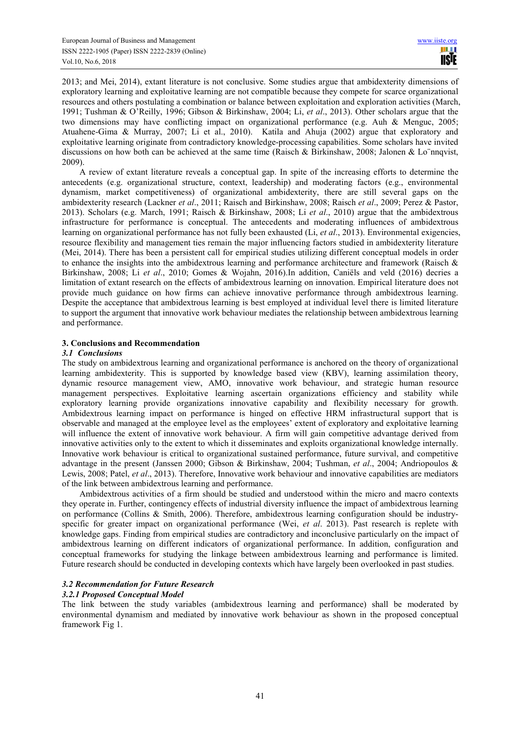2013; and Mei, 2014), extant literature is not conclusive. Some studies argue that ambidexterity dimensions of exploratory learning and exploitative learning are not compatible because they compete for scarce organizational resources and others postulating a combination or balance between exploitation and exploration activities (March, 1991; Tushman & O'Reilly, 1996; Gibson & Birkinshaw, 2004; Li, *et al*., 2013). Other scholars argue that the two dimensions may have conflicting impact on organizational performance (e.g. Auh & Menguc, 2005; Atuahene-Gima & Murray, 2007; Li et al., 2010). Katila and Ahuja (2002) argue that exploratory and exploitative learning originate from contradictory knowledge-processing capabilities. Some scholars have invited discussions on how both can be achieved at the same time (Raisch & Birkinshaw, 2008; Jalonen & Lo¨nnqvist, 2009).

A review of extant literature reveals a conceptual gap. In spite of the increasing efforts to determine the antecedents (e.g. organizational structure, context, leadership) and moderating factors (e.g., environmental dynamism, market competitiveness) of organizational ambidexterity, there are still several gaps on the ambidexterity research (Lackner *et al*., 2011; Raisch and Birkinshaw, 2008; Raisch *et al*., 2009; Perez & Pastor, 2013). Scholars (e.g. March, 1991; Raisch & Birkinshaw, 2008; Li *et al*., 2010) argue that the ambidextrous infrastructure for performance is conceptual. The antecedents and moderating influences of ambidextrous learning on organizational performance has not fully been exhausted (Li, *et al*., 2013). Environmental exigencies, resource flexibility and management ties remain the major influencing factors studied in ambidexterity literature (Mei, 2014). There has been a persistent call for empirical studies utilizing different conceptual models in order to enhance the insights into the ambidextrous learning and performance architecture and framework (Raisch & Birkinshaw, 2008; Li *et al*., 2010; Gomes & Wojahn, 2016).In addition, Caniëls and veld (2016) decries a limitation of extant research on the effects of ambidextrous learning on innovation. Empirical literature does not provide much guidance on how firms can achieve innovative performance through ambidextrous learning. Despite the acceptance that ambidextrous learning is best employed at individual level there is limited literature to support the argument that innovative work behaviour mediates the relationship between ambidextrous learning and performance.

## 3. Conclusions and Recommendation

### *3.1 Conclusions*

The study on ambidextrous learning and organizational performance is anchored on the theory of organizational learning ambidexterity. This is supported by knowledge based view (KBV), learning assimilation theory, dynamic resource management view, AMO, innovative work behaviour, and strategic human resource management perspectives. Exploitative learning ascertain organizations efficiency and stability while exploratory learning provide organizations innovative capability and flexibility necessary for growth. Ambidextrous learning impact on performance is hinged on effective HRM infrastructural support that is observable and managed at the employee level as the employees' extent of exploratory and exploitative learning will influence the extent of innovative work behaviour. A firm will gain competitive advantage derived from innovative activities only to the extent to which it disseminates and exploits organizational knowledge internally. Innovative work behaviour is critical to organizational sustained performance, future survival, and competitive advantage in the present (Janssen 2000; Gibson & Birkinshaw, 2004; Tushman, *et al*., 2004; Andriopoulos & Lewis, 2008; Patel, *et al*., 2013). Therefore, Innovative work behaviour and innovative capabilities are mediators of the link between ambidextrous learning and performance.

Ambidextrous activities of a firm should be studied and understood within the micro and macro contexts they operate in. Further, contingency effects of industrial diversity influence the impact of ambidextrous learning on performance (Collins & Smith, 2006). Therefore, ambidextrous learning configuration should be industry-specific for greater impact on organizational performance (Wei, *et al*. 2013). Past research is replete with knowledge gaps. Finding from empirical studies are contradictory and inconclusive particularly on the impact of ambidextrous learning on different indicators of organizational performance. In addition, configuration and conceptual frameworks for studying the linkage between ambidextrous learning and performance is limited. Future research should be conducted in developing contexts which have largely been overlooked in past studies.

### *3.2 Recommendation for Future Research*

#### *3.2.1 Proposed Conceptual Model*

The link between the study variables (ambidextrous learning and performance) shall be moderated by environmental dynamism and mediated by innovative work behaviour as shown in the proposed conceptual framework Fig 1.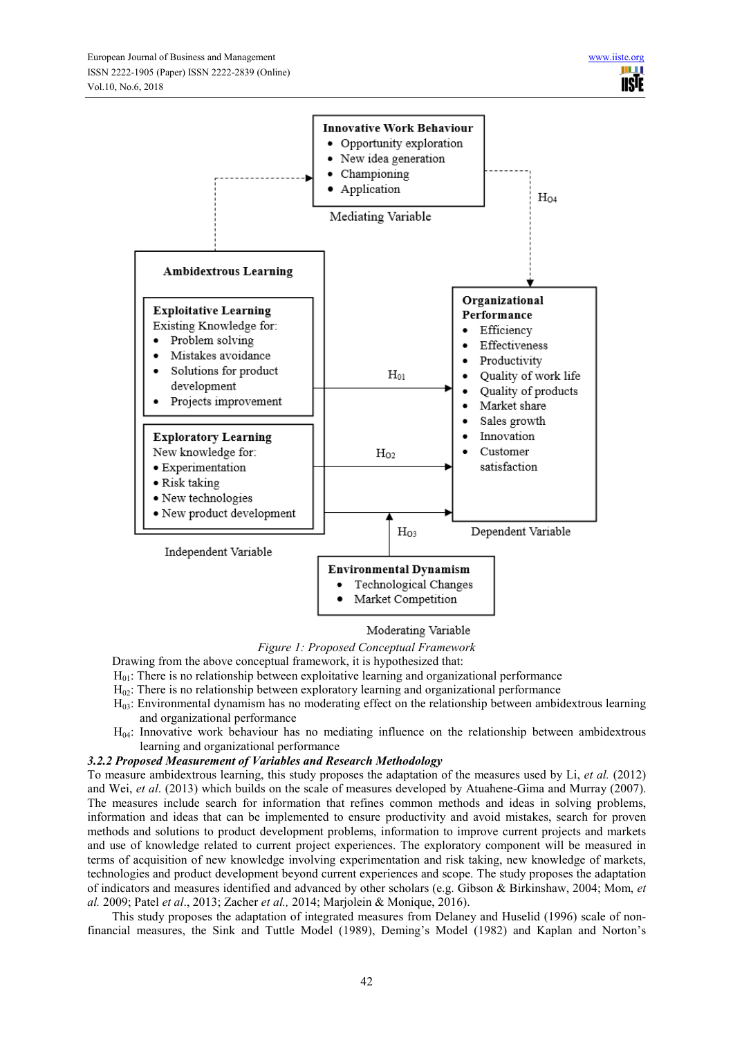**Innovative Work Behaviour**
- Opportunity exploration
- New idea generation
- Championing
- Application

Mediating Variable

$H_{O4}$

**Ambidextrous Learning**

**Exploitative Learning**
Existing Knowledge for:
- Problem solving
- Mistakes avoidance
- Solutions for product development
- Projects improvement

**Exploratory Learning**
New knowledge for:
- Experimentation
- Risk taking
- New technologies
- New product development

Independent Variable

$H_{01}$

$H_{O2}$

$H_{O3}$

**Organizational Performance**
- Efficiency
- Effectiveness
- Productivity
- Quality of work life
- Quality of products
- Market share
- Sales growth
- Innovation
- Customer satisfaction

Dependent Variable

**Environmental Dynamism**
- Technological Changes
- Market Competition

Moderating Variable

*Figure 1: Proposed Conceptual Framework*

Drawing from the above conceptual framework, it is hypothesized that:

$H_{01}$: There is no relationship between exploitative learning and organizational performance

$H_{02}$: There is no relationship between exploratory learning and organizational performance

$H_{03}$: Environmental dynamism has no moderating effect on the relationship between ambidextrous learning and organizational performance

$H_{04}$: Innovative work behaviour has no mediating influence on the relationship between ambidextrous learning and organizational performance

#### *3.2.2 Proposed Measurement of Variables and Research Methodology*

To measure ambidextrous learning, this study proposes the adaptation of the measures used by Li, *et al.* (2012) and Wei, *et al*. (2013) which builds on the scale of measures developed by Atuahene-Gima and Murray (2007). The measures include search for information that refines common methods and ideas in solving problems, information and ideas that can be implemented to ensure productivity and avoid mistakes, search for proven methods and solutions to product development problems, information to improve current projects and markets and use of knowledge related to current project experiences. The exploratory component will be measured in terms of acquisition of new knowledge involving experimentation and risk taking, new knowledge of markets, technologies and product development beyond current experiences and scope. The study proposes the adaptation of indicators and measures identified and advanced by other scholars (e.g. Gibson & Birkinshaw, 2004; Mom, *et al.* 2009; Patel *et al*., 2013; Zacher *et al.,* 2014; Marjolein & Monique, 2016).

This study proposes the adaptation of integrated measures from Delaney and Huselid (1996) scale of non-financial measures, the Sink and Tuttle Model (1989), Deming's Model (1982) and Kaplan and Norton's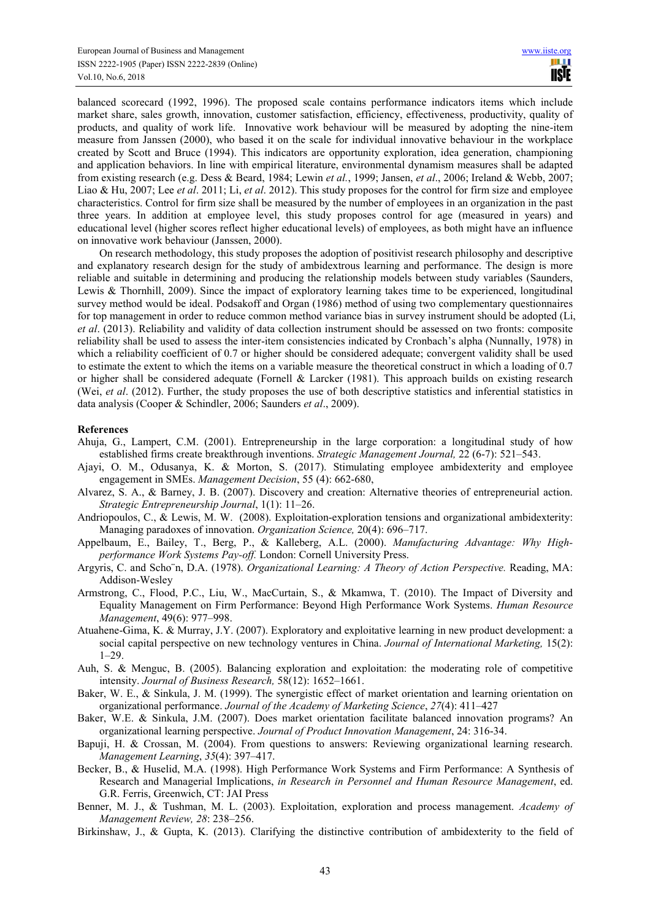balanced scorecard (1992, 1996). The proposed scale contains performance indicators items which include market share, sales growth, innovation, customer satisfaction, efficiency, effectiveness, productivity, quality of products, and quality of work life. Innovative work behaviour will be measured by adopting the nine-item measure from Janssen (2000), who based it on the scale for individual innovative behaviour in the workplace created by Scott and Bruce (1994). This indicators are opportunity exploration, idea generation, championing and application behaviors. In line with empirical literature, environmental dynamism measures shall be adapted from existing research (e.g. Dess & Beard, 1984; Lewin *et al.*, 1999; Jansen, *et al*., 2006; Ireland & Webb, 2007; Liao & Hu, 2007; Lee *et al*. 2011; Li, *et al*. 2012). This study proposes for the control for firm size and employee characteristics. Control for firm size shall be measured by the number of employees in an organization in the past three years. In addition at employee level, this study proposes control for age (measured in years) and educational level (higher scores reflect higher educational levels) of employees, as both might have an influence on innovative work behaviour (Janssen, 2000).

On research methodology, this study proposes the adoption of positivist research philosophy and descriptive and explanatory research design for the study of ambidextrous learning and performance. The design is more reliable and suitable in determining and producing the relationship models between study variables (Saunders, Lewis & Thornhill, 2009). Since the impact of exploratory learning takes time to be experienced, longitudinal survey method would be ideal. Podsakoff and Organ (1986) method of using two complementary questionnaires for top management in order to reduce common method variance bias in survey instrument should be adopted (Li, *et al*. (2013). Reliability and validity of data collection instrument should be assessed on two fronts: composite reliability shall be used to assess the inter-item consistencies indicated by Cronbach's alpha (Nunnally, 1978) in which a reliability coefficient of 0.7 or higher should be considered adequate; convergent validity shall be used to estimate the extent to which the items on a variable measure the theoretical construct in which a loading of 0.7 or higher shall be considered adequate (Fornell & Larcker (1981). This approach builds on existing research (Wei, *et al*. (2012). Further, the study proposes the use of both descriptive statistics and inferential statistics in data analysis (Cooper & Schindler, 2006; Saunders *et al*., 2009).

## References

Ahuja, G., Lampert, C.M. (2001). Entrepreneurship in the large corporation: a longitudinal study of how established firms create breakthrough inventions. *Strategic Management Journal,* 22 (6-7): 521–543.

Ajayi, O. M., Odusanya, K. & Morton, S. (2017). Stimulating employee ambidexterity and employee engagement in SMEs. *Management Decision*, 55 (4): 662-680,

Alvarez, S. A., & Barney, J. B. (2007). Discovery and creation: Alternative theories of entrepreneurial action. *Strategic Entrepreneurship Journal*, 1(1): 11–26.

Andriopoulos, C., & Lewis, M. W. (2008). Exploitation-exploration tensions and organizational ambidexterity: Managing paradoxes of innovation. *Organization Science,* 20(4): 696–717.

Appelbaum, E., Bailey, T., Berg, P., & Kalleberg, A.L. (2000). *Manufacturing Advantage: Why High-performance Work Systems Pay-off.* London: Cornell University Press.

Argyris, C. and Scho¨n, D.A. (1978). *Organizational Learning: A Theory of Action Perspective.* Reading, MA: Addison-Wesley

Armstrong, C., Flood, P.C., Liu, W., MacCurtain, S., & Mkamwa, T. (2010). The Impact of Diversity and Equality Management on Firm Performance: Beyond High Performance Work Systems. *Human Resource Management*, 49(6): 977–998.

Atuahene-Gima, K. & Murray, J.Y. (2007). Exploratory and exploitative learning in new product development: a social capital perspective on new technology ventures in China. *Journal of International Marketing,* 15(2): 1–29.

Auh, S. & Menguc, B. (2005). Balancing exploration and exploitation: the moderating role of competitive intensity. *Journal of Business Research,* 58(12): 1652–1661.

Baker, W. E., & Sinkula, J. M. (1999). The synergistic effect of market orientation and learning orientation on organizational performance. *Journal of the Academy of Marketing Science*, *27*(4): 411–427

Baker, W.E. & Sinkula, J.M. (2007). Does market orientation facilitate balanced innovation programs? An organizational learning perspective. *Journal of Product Innovation Management*, 24: 316-34.

Bapuji, H. & Crossan, M. (2004). From questions to answers: Reviewing organizational learning research. *Management Learning*, *35*(4): 397–417.

Becker, B., & Huselid, M.A. (1998). High Performance Work Systems and Firm Performance: A Synthesis of Research and Managerial Implications, *in Research in Personnel and Human Resource Management*, ed. G.R. Ferris, Greenwich, CT: JAI Press

Benner, M. J., & Tushman, M. L. (2003). Exploitation, exploration and process management. *Academy of Management Review, 28*: 238–256.

Birkinshaw, J., & Gupta, K. (2013). Clarifying the distinctive contribution of ambidexterity to the field of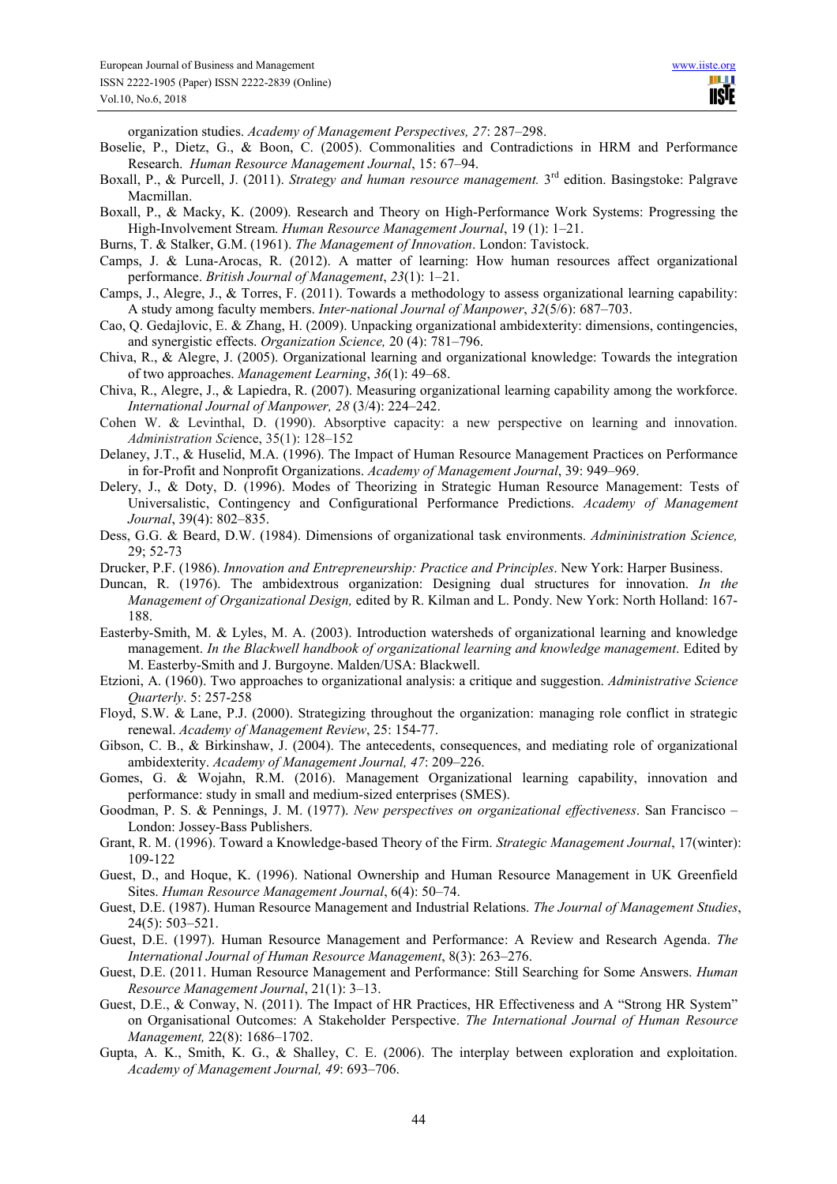organization studies. *Academy of Management Perspectives, 27*: 287–298.

Boselie, P., Dietz, G., & Boon, C. (2005). Commonalities and Contradictions in HRM and Performance Research. *Human Resource Management Journal*, 15: 67–94.

Boxall, P., & Purcell, J. (2011). *Strategy and human resource management.* 3rd edition. Basingstoke: Palgrave Macmillan.

Boxall, P., & Macky, K. (2009). Research and Theory on High-Performance Work Systems: Progressing the High-Involvement Stream. *Human Resource Management Journal*, 19 (1): 1–21.

Burns, T. & Stalker, G.M. (1961). *The Management of Innovation*. London: Tavistock.

Camps, J. & Luna-Arocas, R. (2012). A matter of learning: How human resources affect organizational performance. *British Journal of Management*, *23*(1): 1–21.

Camps, J., Alegre, J., & Torres, F. (2011). Towards a methodology to assess organizational learning capability: A study among faculty members. *Inter-national Journal of Manpower*, *32*(5/6): 687–703.

Cao, Q. Gedajlovic, E. & Zhang, H. (2009). Unpacking organizational ambidexterity: dimensions, contingencies, and synergistic effects. *Organization Science,* 20 (4): 781–796.

Chiva, R., & Alegre, J. (2005). Organizational learning and organizational knowledge: Towards the integration of two approaches. *Management Learning*, *36*(1): 49–68.

Chiva, R., Alegre, J., & Lapiedra, R. (2007). Measuring organizational learning capability among the workforce. *International Journal of Manpower, 28* (3/4): 224–242.

Cohen W. & Levinthal, D. (1990). Absorptive capacity: a new perspective on learning and innovation. *Administration Sci*ence, 35(1): 128–152

Delaney, J.T., & Huselid, M.A. (1996). The Impact of Human Resource Management Practices on Performance in for-Profit and Nonprofit Organizations. *Academy of Management Journal*, 39: 949–969.

Delery, J., & Doty, D. (1996). Modes of Theorizing in Strategic Human Resource Management: Tests of Universalistic, Contingency and Configurational Performance Predictions. *Academy of Management Journal*, 39(4): 802–835.

Dess, G.G. & Beard, D.W. (1984). Dimensions of organizational task environments. *Admininistration Science,* 29; 52-73

Drucker, P.F. (1986). *Innovation and Entrepreneurship: Practice and Principles*. New York: Harper Business.

Duncan, R. (1976). The ambidextrous organization: Designing dual structures for innovation. *In the Management of Organizational Design,* edited by R. Kilman and L. Pondy. New York: North Holland: 167-188.

Easterby-Smith, M. & Lyles, M. A. (2003). Introduction watersheds of organizational learning and knowledge management. *In the Blackwell handbook of organizational learning and knowledge management*. Edited by M. Easterby-Smith and J. Burgoyne. Malden/USA: Blackwell.

Etzioni, A. (1960). Two approaches to organizational analysis: a critique and suggestion. *Administrative Science Quarterly*. 5: 257-258

Floyd, S.W. & Lane, P.J. (2000). Strategizing throughout the organization: managing role conflict in strategic renewal. *Academy of Management Review*, 25: 154-77.

Gibson, C. B., & Birkinshaw, J. (2004). The antecedents, consequences, and mediating role of organizational ambidexterity. *Academy of Management Journal, 47*: 209–226.

Gomes, G. & Wojahn, R.M. (2016). Management Organizational learning capability, innovation and performance: study in small and medium-sized enterprises (SMES).

Goodman, P. S. & Pennings, J. M. (1977). *New perspectives on organizational effectiveness*. San Francisco – London: Jossey-Bass Publishers.

Grant, R. M. (1996). Toward a Knowledge-based Theory of the Firm. *Strategic Management Journal*, 17(winter): 109-122

Guest, D., and Hoque, K. (1996). National Ownership and Human Resource Management in UK Greenfield Sites. *Human Resource Management Journal*, 6(4): 50–74.

Guest, D.E. (1987). Human Resource Management and Industrial Relations. *The Journal of Management Studies*, 24(5): 503–521.

Guest, D.E. (1997). Human Resource Management and Performance: A Review and Research Agenda. *The International Journal of Human Resource Management*, 8(3): 263–276.

Guest, D.E. (2011. Human Resource Management and Performance: Still Searching for Some Answers. *Human Resource Management Journal*, 21(1): 3–13.

Guest, D.E., & Conway, N. (2011). The Impact of HR Practices, HR Effectiveness and A "Strong HR System" on Organisational Outcomes: A Stakeholder Perspective. *The International Journal of Human Resource Management,* 22(8): 1686–1702.

Gupta, A. K., Smith, K. G., & Shalley, C. E. (2006). The interplay between exploration and exploitation. *Academy of Management Journal, 49*: 693–706.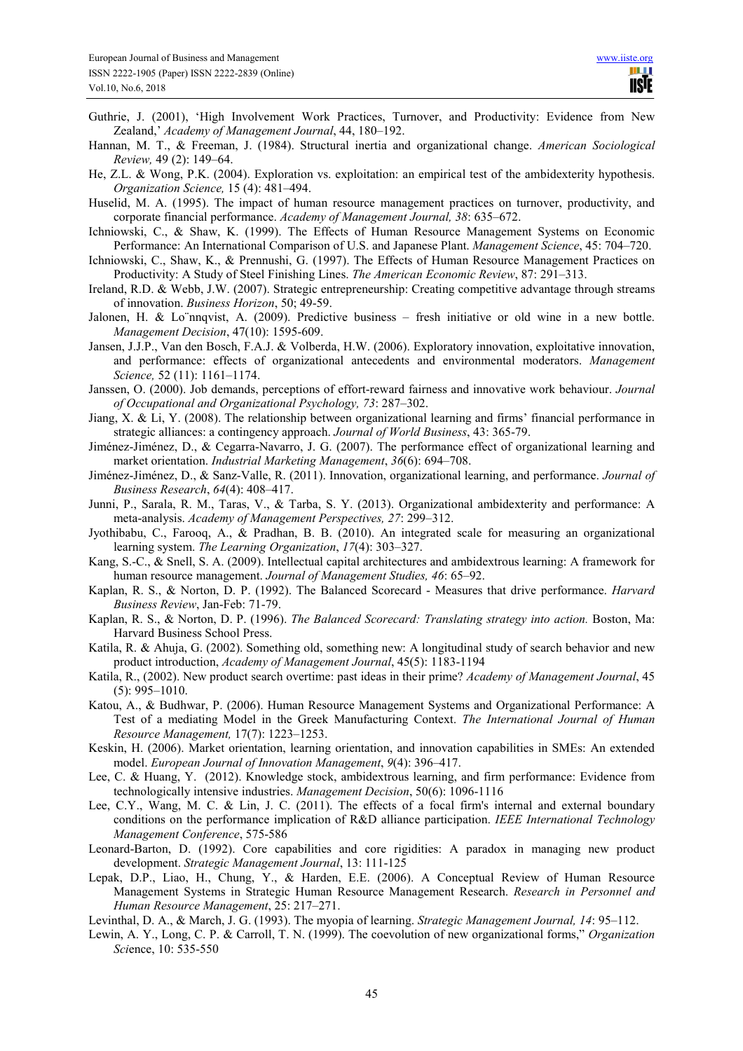Guthrie, J. (2001), 'High Involvement Work Practices, Turnover, and Productivity: Evidence from New Zealand,' *Academy of Management Journal*, 44, 180–192.

Hannan, M. T., & Freeman, J. (1984). Structural inertia and organizational change. *American Sociological Review,* 49 (2): 149–64.

He, Z.L. & Wong, P.K. (2004). Exploration vs. exploitation: an empirical test of the ambidexterity hypothesis. *Organization Science,* 15 (4): 481–494.

Huselid, M. A. (1995). The impact of human resource management practices on turnover, productivity, and corporate financial performance. *Academy of Management Journal, 38*: 635–672.

Ichniowski, C., & Shaw, K. (1999). The Effects of Human Resource Management Systems on Economic Performance: An International Comparison of U.S. and Japanese Plant. *Management Science*, 45: 704–720.

Ichniowski, C., Shaw, K., & Prennushi, G. (1997). The Effects of Human Resource Management Practices on Productivity: A Study of Steel Finishing Lines. *The American Economic Review*, 87: 291–313.

Ireland, R.D. & Webb, J.W. (2007). Strategic entrepreneurship: Creating competitive advantage through streams of innovation. *Business Horizon*, 50; 49-59.

Jalonen, H. & Lo¨nnqvist, A. (2009). Predictive business – fresh initiative or old wine in a new bottle. *Management Decision*, 47(10): 1595-609.

Jansen, J.J.P., Van den Bosch, F.A.J. & Volberda, H.W. (2006). Exploratory innovation, exploitative innovation, and performance: effects of organizational antecedents and environmental moderators. *Management Science,* 52 (11): 1161–1174.

Janssen, O. (2000). Job demands, perceptions of effort-reward fairness and innovative work behaviour. *Journal of Occupational and Organizational Psychology, 73*: 287–302.

Jiang, X. & Li, Y. (2008). The relationship between organizational learning and firms' financial performance in strategic alliances: a contingency approach. *Journal of World Business*, 43: 365-79.

Jiménez-Jiménez, D., & Cegarra-Navarro, J. G. (2007). The performance effect of organizational learning and market orientation. *Industrial Marketing Management*, *36*(6): 694–708.

Jiménez-Jiménez, D., & Sanz-Valle, R. (2011). Innovation, organizational learning, and performance. *Journal of Business Research*, *64*(4): 408–417.

Junni, P., Sarala, R. M., Taras, V., & Tarba, S. Y. (2013). Organizational ambidexterity and performance: A meta-analysis. *Academy of Management Perspectives, 27*: 299–312.

Jyothibabu, C., Farooq, A., & Pradhan, B. B. (2010). An integrated scale for measuring an organizational learning system. *The Learning Organization*, *17*(4): 303–327.

Kang, S.-C., & Snell, S. A. (2009). Intellectual capital architectures and ambidextrous learning: A framework for human resource management. *Journal of Management Studies, 46*: 65–92.

Kaplan, R. S., & Norton, D. P. (1992). The Balanced Scorecard - Measures that drive performance. *Harvard Business Review*, Jan-Feb: 71-79.

Kaplan, R. S., & Norton, D. P. (1996). *The Balanced Scorecard: Translating strategy into action.* Boston, Ma: Harvard Business School Press.

Katila, R. & Ahuja, G. (2002). Something old, something new: A longitudinal study of search behavior and new product introduction, *Academy of Management Journal*, 45(5): 1183-1194

Katila, R., (2002). New product search overtime: past ideas in their prime? *Academy of Management Journal*, 45 (5): 995–1010.

Katou, A., & Budhwar, P. (2006). Human Resource Management Systems and Organizational Performance: A Test of a mediating Model in the Greek Manufacturing Context. *The International Journal of Human Resource Management,* 17(7): 1223–1253.

Keskin, H. (2006). Market orientation, learning orientation, and innovation capabilities in SMEs: An extended model. *European Journal of Innovation Management*, *9*(4): 396–417.

Lee, C. & Huang, Y. (2012). Knowledge stock, ambidextrous learning, and firm performance: Evidence from technologically intensive industries. *Management Decision*, 50(6): 1096-1116

Lee, C.Y., Wang, M. C. & Lin, J. C. (2011). The effects of a focal firm's internal and external boundary conditions on the performance implication of R&D alliance participation. *IEEE International Technology Management Conference*, 575-586

Leonard-Barton, D. (1992). Core capabilities and core rigidities: A paradox in managing new product development. *Strategic Management Journal*, 13: 111-125

Lepak, D.P., Liao, H., Chung, Y., & Harden, E.E. (2006). A Conceptual Review of Human Resource Management Systems in Strategic Human Resource Management Research. *Research in Personnel and Human Resource Management*, 25: 217–271.

Levinthal, D. A., & March, J. G. (1993). The myopia of learning. *Strategic Management Journal, 14*: 95–112.

Lewin, A. Y., Long, C. P. & Carroll, T. N. (1999). The coevolution of new organizational forms," *Organization Sci*ence, 10: 535-550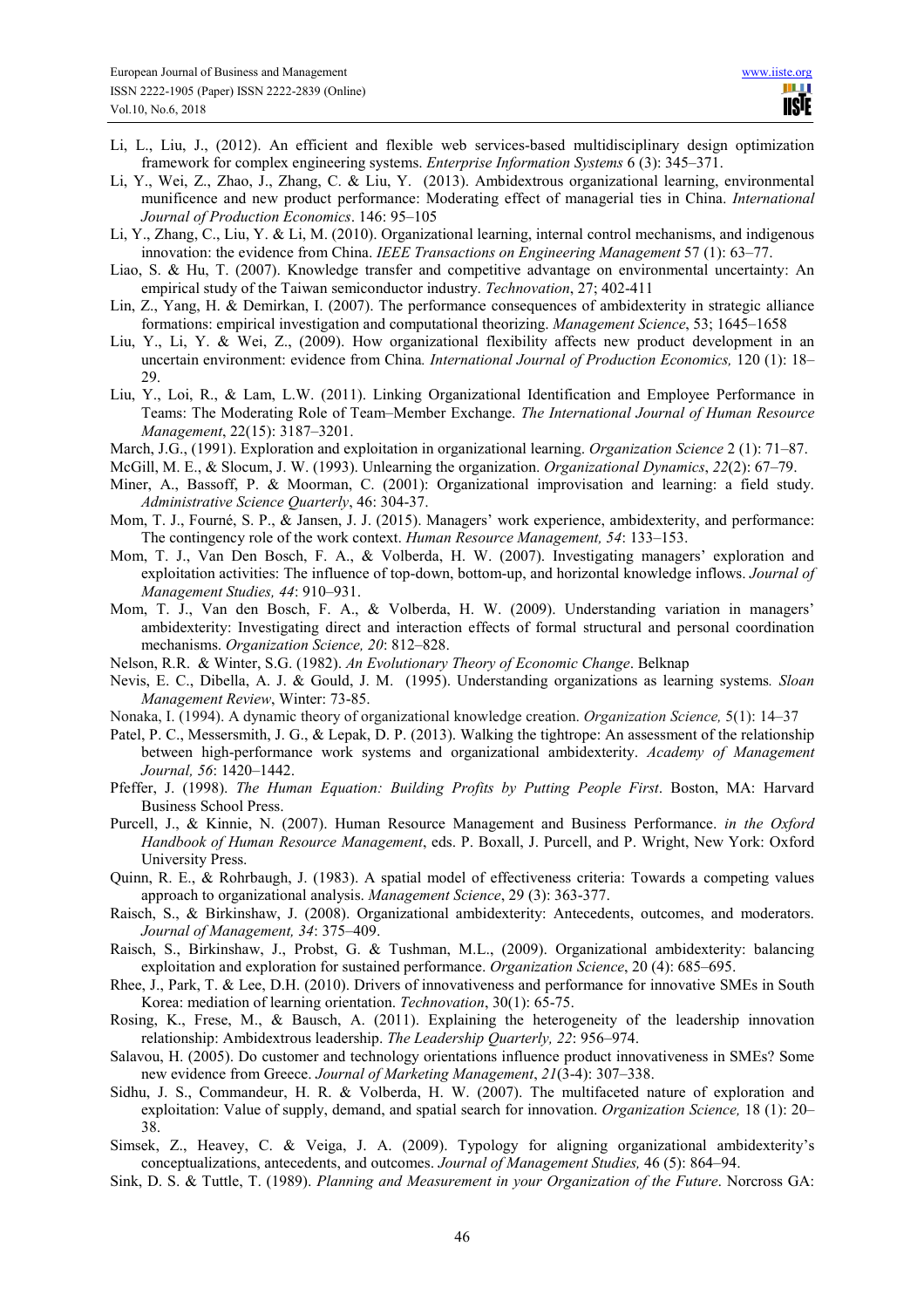Li, L., Liu, J., (2012). An efficient and flexible web services-based multidisciplinary design optimization framework for complex engineering systems. *Enterprise Information Systems* 6 (3): 345–371.

Li, Y., Wei, Z., Zhao, J., Zhang, C. & Liu, Y. (2013). Ambidextrous organizational learning, environmental munificence and new product performance: Moderating effect of managerial ties in China. *International Journal of Production Economics*. 146: 95–105

Li, Y., Zhang, C., Liu, Y. & Li, M. (2010). Organizational learning, internal control mechanisms, and indigenous innovation: the evidence from China. *IEEE Transactions on Engineering Management* 57 (1): 63–77.

Liao, S. & Hu, T. (2007). Knowledge transfer and competitive advantage on environmental uncertainty: An empirical study of the Taiwan semiconductor industry. *Technovation*, 27; 402-411

Lin, Z., Yang, H. & Demirkan, I. (2007). The performance consequences of ambidexterity in strategic alliance formations: empirical investigation and computational theorizing. *Management Science*, 53; 1645–1658

Liu, Y., Li, Y. & Wei, Z., (2009). How organizational flexibility affects new product development in an uncertain environment: evidence from China*. International Journal of Production Economics,* 120 (1): 18–29.

Liu, Y., Loi, R., & Lam, L.W. (2011). Linking Organizational Identification and Employee Performance in Teams: The Moderating Role of Team–Member Exchange. *The International Journal of Human Resource Management*, 22(15): 3187–3201.

March, J.G., (1991). Exploration and exploitation in organizational learning. *Organization Science* 2 (1): 71–87.

McGill, M. E., & Slocum, J. W. (1993). Unlearning the organization. *Organizational Dynamics*, *22*(2): 67–79.

Miner, A., Bassoff, P. & Moorman, C. (2001): Organizational improvisation and learning: a field study. *Administrative Science Quarterly*, 46: 304-37.

Mom, T. J., Fourné, S. P., & Jansen, J. J. (2015). Managers' work experience, ambidexterity, and performance: The contingency role of the work context. *Human Resource Management, 54*: 133–153.

Mom, T. J., Van Den Bosch, F. A., & Volberda, H. W. (2007). Investigating managers' exploration and exploitation activities: The influence of top-down, bottom-up, and horizontal knowledge inflows. *Journal of Management Studies, 44*: 910–931.

Mom, T. J., Van den Bosch, F. A., & Volberda, H. W. (2009). Understanding variation in managers' ambidexterity: Investigating direct and interaction effects of formal structural and personal coordination mechanisms. *Organization Science, 20*: 812–828.

Nelson, R.R. & Winter, S.G. (1982). *An Evolutionary Theory of Economic Change*. Belknap

Nevis, E. C., Dibella, A. J. & Gould, J. M. (1995). Understanding organizations as learning systems*. Sloan Management Review*, Winter: 73-85.

Nonaka, I. (1994). A dynamic theory of organizational knowledge creation. *Organization Science,* 5(1): 14–37

Patel, P. C., Messersmith, J. G., & Lepak, D. P. (2013). Walking the tightrope: An assessment of the relationship between high-performance work systems and organizational ambidexterity. *Academy of Management Journal, 56*: 1420–1442.

Pfeffer, J. (1998). *The Human Equation: Building Profits by Putting People First*. Boston, MA: Harvard Business School Press.

Purcell, J., & Kinnie, N. (2007). Human Resource Management and Business Performance. *in the Oxford Handbook of Human Resource Management*, eds. P. Boxall, J. Purcell, and P. Wright, New York: Oxford University Press.

Quinn, R. E., & Rohrbaugh, J. (1983). A spatial model of effectiveness criteria: Towards a competing values approach to organizational analysis. *Management Science*, 29 (3): 363-377.

Raisch, S., & Birkinshaw, J. (2008). Organizational ambidexterity: Antecedents, outcomes, and moderators. *Journal of Management, 34*: 375–409.

Raisch, S., Birkinshaw, J., Probst, G. & Tushman, M.L., (2009). Organizational ambidexterity: balancing exploitation and exploration for sustained performance. *Organization Science*, 20 (4): 685–695.

Rhee, J., Park, T. & Lee, D.H. (2010). Drivers of innovativeness and performance for innovative SMEs in South Korea: mediation of learning orientation. *Technovation*, 30(1): 65-75.

Rosing, K., Frese, M., & Bausch, A. (2011). Explaining the heterogeneity of the leadership innovation relationship: Ambidextrous leadership. *The Leadership Quarterly, 22*: 956–974.

Salavou, H. (2005). Do customer and technology orientations influence product innovativeness in SMEs? Some new evidence from Greece. *Journal of Marketing Management*, *21*(3-4): 307–338.

Sidhu, J. S., Commandeur, H. R. & Volberda, H. W. (2007). The multifaceted nature of exploration and exploitation: Value of supply, demand, and spatial search for innovation. *Organization Science,* 18 (1): 20–38.

Simsek, Z., Heavey, C. & Veiga, J. A. (2009). Typology for aligning organizational ambidexterity's conceptualizations, antecedents, and outcomes. *Journal of Management Studies,* 46 (5): 864–94.

Sink, D. S. & Tuttle, T. (1989). *Planning and Measurement in your Organization of the Future*. Norcross GA: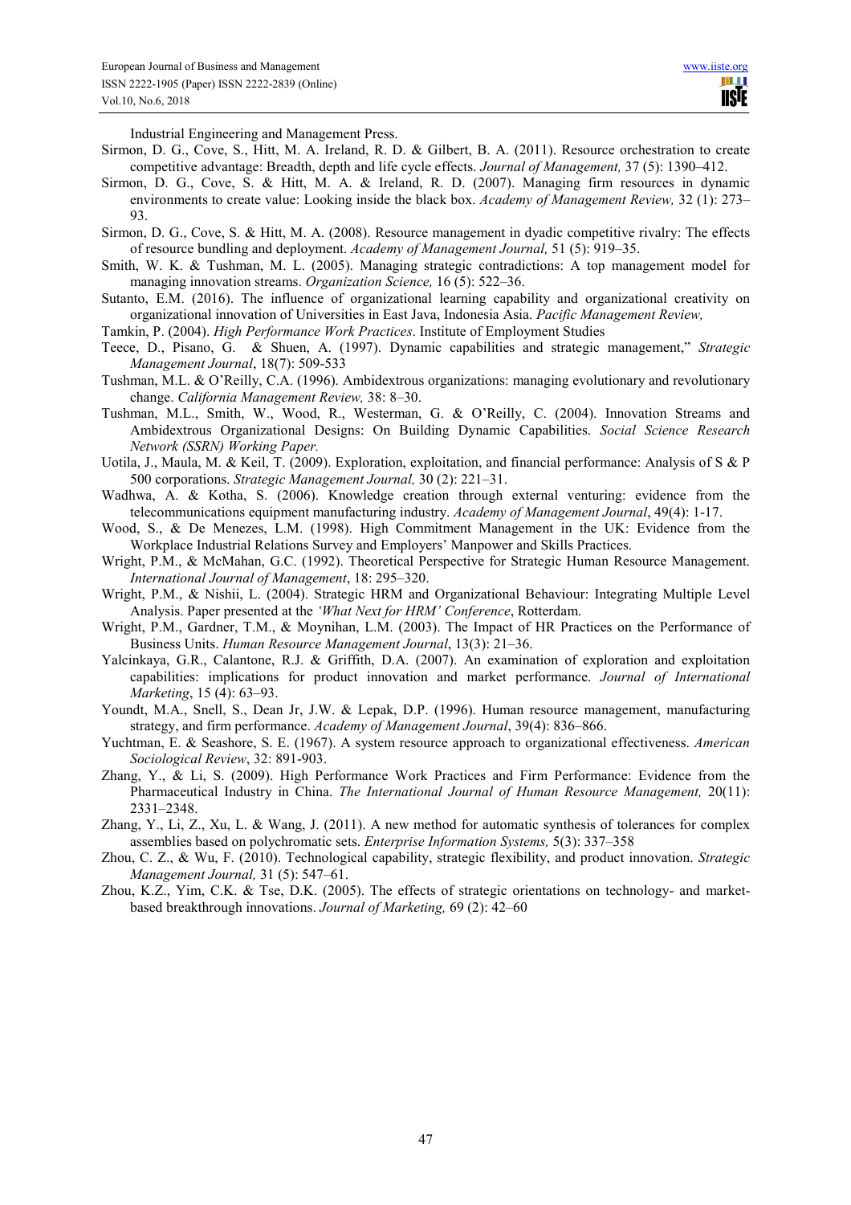Industrial Engineering and Management Press.

Sirmon, D. G., Cove, S., Hitt, M. A. Ireland, R. D. & Gilbert, B. A. (2011). Resource orchestration to create competitive advantage: Breadth, depth and life cycle effects. *Journal of Management,* 37 (5): 1390–412.

Sirmon, D. G., Cove, S. & Hitt, M. A. & Ireland, R. D. (2007). Managing firm resources in dynamic environments to create value: Looking inside the black box. *Academy of Management Review,* 32 (1): 273–93.

Sirmon, D. G., Cove, S. & Hitt, M. A. (2008). Resource management in dyadic competitive rivalry: The effects of resource bundling and deployment. *Academy of Management Journal,* 51 (5): 919–35.

Smith, W. K. & Tushman, M. L. (2005). Managing strategic contradictions: A top management model for managing innovation streams. *Organization Science,* 16 (5): 522–36.

Sutanto, E.M. (2016). The influence of organizational learning capability and organizational creativity on organizational innovation of Universities in East Java, Indonesia Asia. *Pacific Management Review,*

Tamkin, P. (2004). *High Performance Work Practices*. Institute of Employment Studies

Teece, D., Pisano, G. & Shuen, A. (1997). Dynamic capabilities and strategic management," *Strategic Management Journal*, 18(7): 509-533

Tushman, M.L. & O'Reilly, C.A. (1996). Ambidextrous organizations: managing evolutionary and revolutionary change. *California Management Review,* 38: 8–30.

Tushman, M.L., Smith, W., Wood, R., Westerman, G. & O'Reilly, C. (2004). Innovation Streams and Ambidextrous Organizational Designs: On Building Dynamic Capabilities. *Social Science Research Network (SSRN) Working Paper.*

Uotila, J., Maula, M. & Keil, T. (2009). Exploration, exploitation, and financial performance: Analysis of S & P 500 corporations. *Strategic Management Journal,* 30 (2): 221–31.

Wadhwa, A. & Kotha, S. (2006). Knowledge creation through external venturing: evidence from the telecommunications equipment manufacturing industry. *Academy of Management Journal*, 49(4): 1-17.

Wood, S., & De Menezes, L.M. (1998). High Commitment Management in the UK: Evidence from the Workplace Industrial Relations Survey and Employers' Manpower and Skills Practices.

Wright, P.M., & McMahan, G.C. (1992). Theoretical Perspective for Strategic Human Resource Management. *International Journal of Management*, 18: 295–320.

Wright, P.M., & Nishii, L. (2004). Strategic HRM and Organizational Behaviour: Integrating Multiple Level Analysis. Paper presented at the *'What Next for HRM' Conference*, Rotterdam.

Wright, P.M., Gardner, T.M., & Moynihan, L.M. (2003). The Impact of HR Practices on the Performance of Business Units. *Human Resource Management Journal*, 13(3): 21–36.

Yalcinkaya, G.R., Calantone, R.J. & Griffith, D.A. (2007). An examination of exploration and exploitation capabilities: implications for product innovation and market performance. *Journal of International Marketing*, 15 (4): 63–93.

Youndt, M.A., Snell, S., Dean Jr, J.W. & Lepak, D.P. (1996). Human resource management, manufacturing strategy, and firm performance. *Academy of Management Journal*, 39(4): 836–866.

Yuchtman, E. & Seashore, S. E. (1967). A system resource approach to organizational effectiveness. *American Sociological Review*, 32: 891-903.

Zhang, Y., & Li, S. (2009). High Performance Work Practices and Firm Performance: Evidence from the Pharmaceutical Industry in China. *The International Journal of Human Resource Management,* 20(11): 2331–2348.

Zhang, Y., Li, Z., Xu, L. & Wang, J. (2011). A new method for automatic synthesis of tolerances for complex assemblies based on polychromatic sets. *Enterprise Information Systems,* 5(3): 337–358

Zhou, C. Z., & Wu, F. (2010). Technological capability, strategic flexibility, and product innovation. *Strategic Management Journal,* 31 (5): 547–61.

Zhou, K.Z., Yim, C.K. & Tse, D.K. (2005). The effects of strategic orientations on technology- and market-based breakthrough innovations. *Journal of Marketing,* 69 (2): 42–60